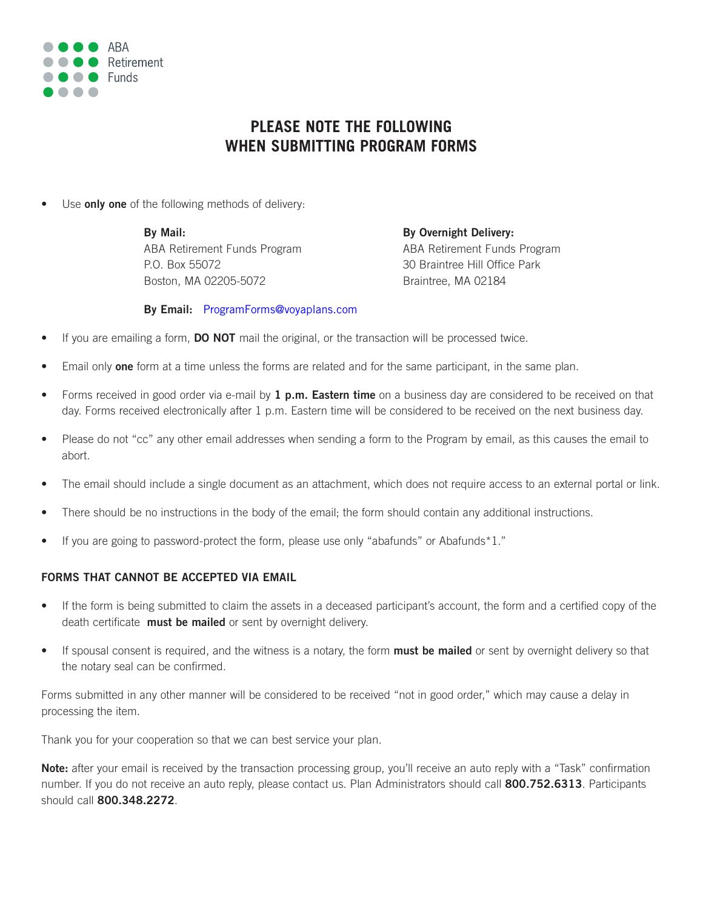ABA Retirement Funds

# PLEASE NOTE THE FOLLOWING WHEN SUBMITTING PROGRAM FORMS

- Use **only one** of the following methods of delivery:

  **By Mail:**
  ABA Retirement Funds Program
  P.O. Box 55072
  Boston, MA 02205-5072

  **By Overnight Delivery:**
  ABA Retirement Funds Program
  30 Braintree Hill Office Park
  Braintree, MA 02184

  **By Email:** ProgramForms@voyaplans.com

- If you are emailing a form, **DO NOT** mail the original, or the transaction will be processed twice.
- Email only **one** form at a time unless the forms are related and for the same participant, in the same plan.
- Forms received in good order via e-mail by **1 p.m. Eastern time** on a business day are considered to be received on that day. Forms received electronically after 1 p.m. Eastern time will be considered to be received on the next business day.
- Please do not "cc" any other email addresses when sending a form to the Program by email, as this causes the email to abort.
- The email should include a single document as an attachment, which does not require access to an external portal or link.
- There should be no instructions in the body of the email; the form should contain any additional instructions.
- If you are going to password-protect the form, please use only "abafunds" or Abafunds*1."

### FORMS THAT CANNOT BE ACCEPTED VIA EMAIL

- If the form is being submitted to claim the assets in a deceased participant's account, the form and a certified copy of the death certificate **must be mailed** or sent by overnight delivery.
- If spousal consent is required, and the witness is a notary, the form **must be mailed** or sent by overnight delivery so that the notary seal can be confirmed.

Forms submitted in any other manner will be considered to be received "not in good order," which may cause a delay in processing the item.

Thank you for your cooperation so that we can best service your plan.

**Note:** after your email is received by the transaction processing group, you'll receive an auto reply with a "Task" confirmation number. If you do not receive an auto reply, please contact us. Plan Administrators should call **800.752.6313**. Participants should call **800.348.2272**.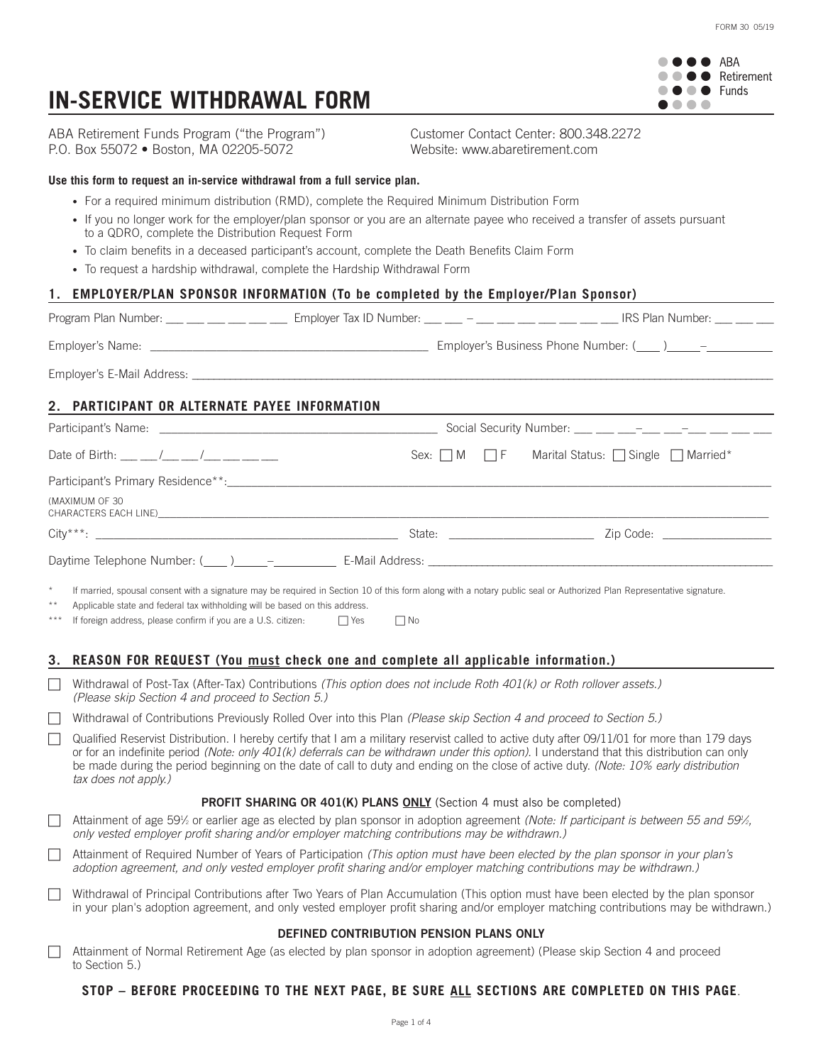# IN-SERVICE WITHDRAWAL FORM

ABA Retirement Funds

ABA Retirement Funds Program ("the Program")
P.O. Box 55072 • Boston, MA 02205-5072

Customer Contact Center: 800.348.2272
Website: www.abaretirement.com

**Use this form to request an in-service withdrawal from a full service plan.**

- For a required minimum distribution (RMD), complete the Required Minimum Distribution Form
- If you no longer work for the employer/plan sponsor or you are an alternate payee who received a transfer of assets pursuant to a QDRO, complete the Distribution Request Form
- To claim benefits in a deceased participant's account, complete the Death Benefits Claim Form
- To request a hardship withdrawal, complete the Hardship Withdrawal Form

## 1. EMPLOYER/PLAN SPONSOR INFORMATION (To be completed by the Employer/Plan Sponsor)

Program Plan Number: ___ ___ ___ ___ ___ ___ Employer Tax ID Number: ___ ___ – ___ ___ ___ ___ ___ ___ ___ IRS Plan Number: ___ ___ ___

Employer's Name: ______________________________ Employer's Business Phone Number: (____ )_____–__________

Employer's E-Mail Address: ______________________________

## 2. PARTICIPANT OR ALTERNATE PAYEE INFORMATION

Participant's Name: ______________________________ Social Security Number: ___ ___ ___–___ ___–___ ___ ___ ___

Date of Birth: ___ ___/___ ___/___ ___ ___ ___ Sex: ☐ M ☐ F Marital Status: ☐ Single ☐ Married*

Participant's Primary Residence**: ______________________________

(MAXIMUM OF 30 CHARACTERS EACH LINE) ______________________________

City***: ______________________________ State: ______________ Zip Code: ______________

Daytime Telephone Number: (____ )_____–__________ E-Mail Address: ______________________________

\* If married, spousal consent with a signature may be required in Section 10 of this form along with a notary public seal or Authorized Plan Representative signature.

\** Applicable state and federal tax withholding will be based on this address.

\*** If foreign address, please confirm if you are a U.S. citizen: ☐ Yes ☐ No

## 3. REASON FOR REQUEST (You must check one and complete all applicable information.)

☐ Withdrawal of Post-Tax (After-Tax) Contributions *(This option does not include Roth 401(k) or Roth rollover assets.) (Please skip Section 4 and proceed to Section 5.)*

☐ Withdrawal of Contributions Previously Rolled Over into this Plan *(Please skip Section 4 and proceed to Section 5.)*

☐ Qualified Reservist Distribution. I hereby certify that I am a military reservist called to active duty after 09/11/01 for more than 179 days or for an indefinite period *(Note: only 401(k) deferrals can be withdrawn under this option)*. I understand that this distribution can only be made during the period beginning on the date of call to duty and ending on the close of active duty. *(Note: 10% early distribution tax does not apply.)*

**PROFIT SHARING OR 401(K) PLANS ONLY** (Section 4 must also be completed)

☐ Attainment of age 59½ or earlier age as elected by plan sponsor in adoption agreement *(Note: If participant is between 55 and 59½, only vested employer profit sharing and/or employer matching contributions may be withdrawn.)*

☐ Attainment of Required Number of Years of Participation *(This option must have been elected by the plan sponsor in your plan's adoption agreement, and only vested employer profit sharing and/or employer matching contributions may be withdrawn.)*

☐ Withdrawal of Principal Contributions after Two Years of Plan Accumulation (This option must have been elected by the plan sponsor in your plan's adoption agreement, and only vested employer profit sharing and/or employer matching contributions may be withdrawn.)

**DEFINED CONTRIBUTION PENSION PLANS ONLY**

☐ Attainment of Normal Retirement Age (as elected by plan sponsor in adoption agreement) (Please skip Section 4 and proceed to Section 5.)

**STOP – BEFORE PROCEEDING TO THE NEXT PAGE, BE SURE ALL SECTIONS ARE COMPLETED ON THIS PAGE.**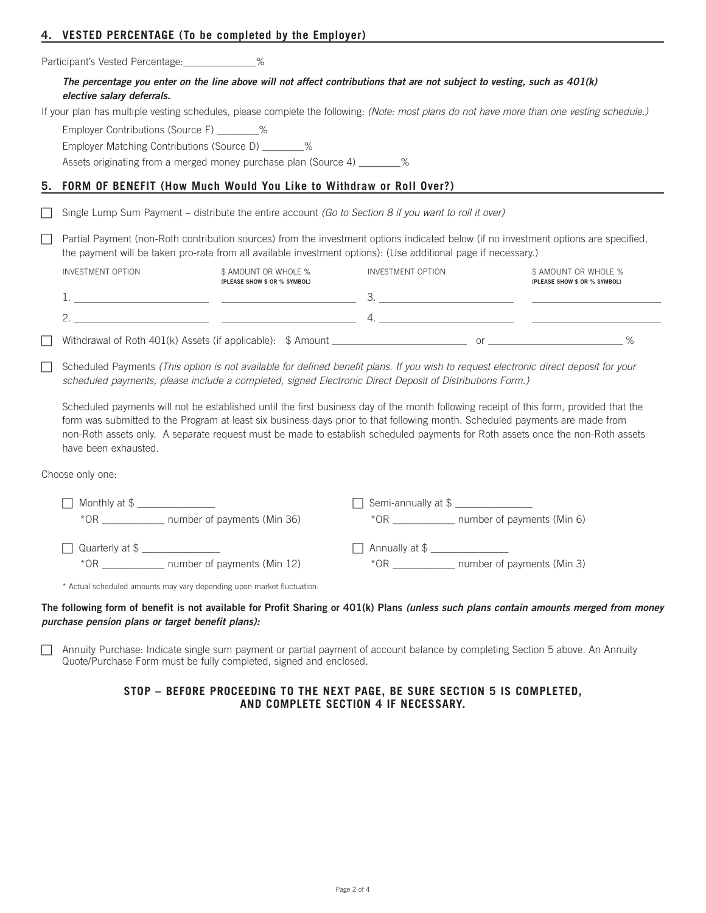## 4. VESTED PERCENTAGE (To be completed by the Employer)

Participant's Vested Percentage:_____________%

***The percentage you enter on the line above will not affect contributions that are not subject to vesting, such as 401(k) elective salary deferrals.***

If your plan has multiple vesting schedules, please complete the following: *(Note: most plans do not have more than one vesting schedule.)*

Employer Contributions (Source F) ________%

Employer Matching Contributions (Source D) ________%

Assets originating from a merged money purchase plan (Source 4) ________%

## 5. FORM OF BENEFIT (How Much Would You Like to Withdraw or Roll Over?)

☐ Single Lump Sum Payment – distribute the entire account *(Go to Section 8 if you want to roll it over)*

☐ Partial Payment (non-Roth contribution sources) from the investment options indicated below (if no investment options are specified, the payment will be taken pro-rata from all available investment options): (Use additional page if necessary.)

| INVESTMENT OPTION | $ AMOUNT OR WHOLE % (PLEASE SHOW $ OR % SYMBOL) | INVESTMENT OPTION | $ AMOUNT OR WHOLE % (PLEASE SHOW $ OR % SYMBOL) |
|---|---|---|---|
| 1. ____________ | ____________ | 3. ____________ | ____________ |
| 2. ____________ | ____________ | 4. ____________ | ____________ |

☐ Withdrawal of Roth 401(k) Assets (if applicable): $ Amount ____________ or ____________ %

☐ Scheduled Payments *(This option is not available for defined benefit plans. If you wish to request electronic direct deposit for your scheduled payments, please include a completed, signed Electronic Direct Deposit of Distributions Form.)*

Scheduled payments will not be established until the first business day of the month following receipt of this form, provided that the form was submitted to the Program at least six business days prior to that following month. Scheduled payments are made from non-Roth assets only. A separate request must be made to establish scheduled payments for Roth assets once the non-Roth assets have been exhausted.

Choose only one:

☐ Monthly at $ ______________
*OR ___________ number of payments (Min 36)

☐ Semi-annually at $ ______________
*OR ___________ number of payments (Min 6)

☐ Quarterly at $ ______________
*OR ___________ number of payments (Min 12)

☐ Annually at $ ______________
*OR ___________ number of payments (Min 3)

\* Actual scheduled amounts may vary depending upon market fluctuation.

**The following form of benefit is not available for Profit Sharing or 401(k) Plans *(unless such plans contain amounts merged from money purchase pension plans or target benefit plans):***

☐ Annuity Purchase: Indicate single sum payment or partial payment of account balance by completing Section 5 above. An Annuity Quote/Purchase Form must be fully completed, signed and enclosed.

**STOP – BEFORE PROCEEDING TO THE NEXT PAGE, BE SURE SECTION 5 IS COMPLETED, AND COMPLETE SECTION 4 IF NECESSARY.**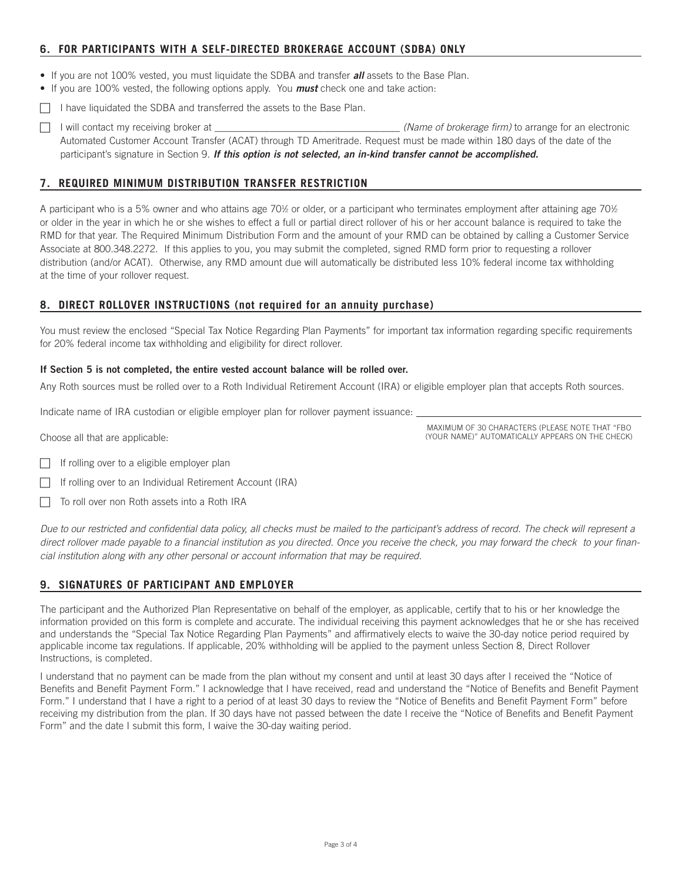## 6. FOR PARTICIPANTS WITH A SELF-DIRECTED BROKERAGE ACCOUNT (SDBA) ONLY

- If you are not 100% vested, you must liquidate the SDBA and transfer ***all*** assets to the Base Plan.
- If you are 100% vested, the following options apply. You ***must*** check one and take action:

☐ I have liquidated the SDBA and transferred the assets to the Base Plan.

☐ I will contact my receiving broker at ___________________________________ *(Name of brokerage firm)* to arrange for an electronic Automated Customer Account Transfer (ACAT) through TD Ameritrade. Request must be made within 180 days of the date of the participant's signature in Section 9. ***If this option is not selected, an in-kind transfer cannot be accomplished.***

## 7. REQUIRED MINIMUM DISTRIBUTION TRANSFER RESTRICTION

A participant who is a 5% owner and who attains age 70½ or older, or a participant who terminates employment after attaining age 70½ or older in the year in which he or she wishes to effect a full or partial direct rollover of his or her account balance is required to take the RMD for that year. The Required Minimum Distribution Form and the amount of your RMD can be obtained by calling a Customer Service Associate at 800.348.2272. If this applies to you, you may submit the completed, signed RMD form prior to requesting a rollover distribution (and/or ACAT). Otherwise, any RMD amount due will automatically be distributed less 10% federal income tax withholding at the time of your rollover request.

## 8. DIRECT ROLLOVER INSTRUCTIONS (not required for an annuity purchase)

You must review the enclosed "Special Tax Notice Regarding Plan Payments" for important tax information regarding specific requirements for 20% federal income tax withholding and eligibility for direct rollover.

**If Section 5 is not completed, the entire vested account balance will be rolled over.**

Any Roth sources must be rolled over to a Roth Individual Retirement Account (IRA) or eligible employer plan that accepts Roth sources.

Indicate name of IRA custodian or eligible employer plan for rollover payment issuance: ___________________________________

MAXIMUM OF 30 CHARACTERS (PLEASE NOTE THAT "FBO (YOUR NAME)" AUTOMATICALLY APPEARS ON THE CHECK)

Choose all that are applicable:

☐ If rolling over to a eligible employer plan

☐ If rolling over to an Individual Retirement Account (IRA)

☐ To roll over non Roth assets into a Roth IRA

*Due to our restricted and confidential data policy, all checks must be mailed to the participant's address of record. The check will represent a direct rollover made payable to a financial institution as you directed. Once you receive the check, you may forward the check to your financial institution along with any other personal or account information that may be required.*

## 9. SIGNATURES OF PARTICIPANT AND EMPLOYER

The participant and the Authorized Plan Representative on behalf of the employer, as applicable, certify that to his or her knowledge the information provided on this form is complete and accurate. The individual receiving this payment acknowledges that he or she has received and understands the "Special Tax Notice Regarding Plan Payments" and affirmatively elects to waive the 30-day notice period required by applicable income tax regulations. If applicable, 20% withholding will be applied to the payment unless Section 8, Direct Rollover Instructions, is completed.

I understand that no payment can be made from the plan without my consent and until at least 30 days after I received the "Notice of Benefits and Benefit Payment Form." I acknowledge that I have received, read and understand the "Notice of Benefits and Benefit Payment Form." I understand that I have a right to a period of at least 30 days to review the "Notice of Benefits and Benefit Payment Form" before receiving my distribution from the plan. If 30 days have not passed between the date I receive the "Notice of Benefits and Benefit Payment Form" and the date I submit this form, I waive the 30-day waiting period.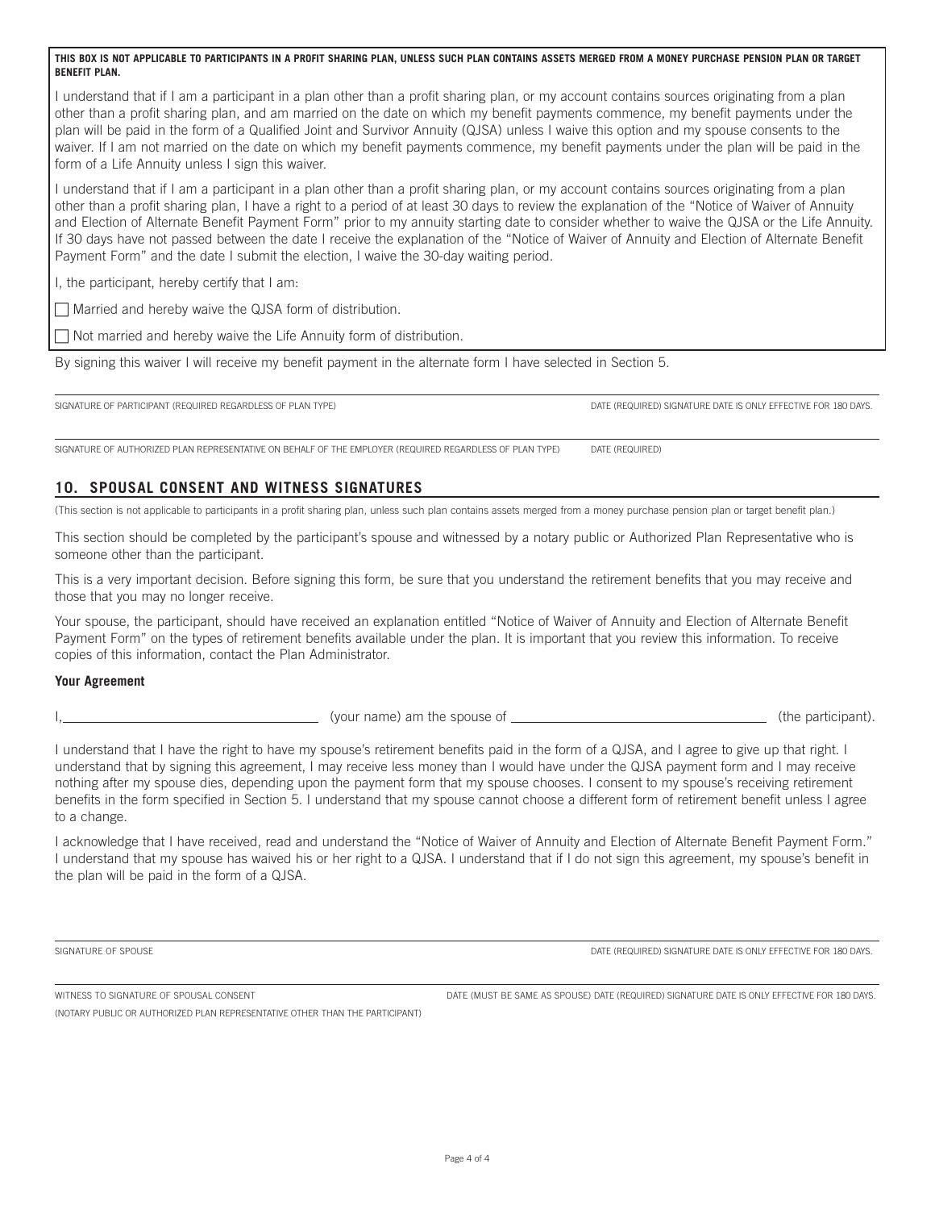**THIS BOX IS NOT APPLICABLE TO PARTICIPANTS IN A PROFIT SHARING PLAN, UNLESS SUCH PLAN CONTAINS ASSETS MERGED FROM A MONEY PURCHASE PENSION PLAN OR TARGET BENEFIT PLAN.**

I understand that if I am a participant in a plan other than a profit sharing plan, or my account contains sources originating from a plan other than a profit sharing plan, and am married on the date on which my benefit payments commence, my benefit payments under the plan will be paid in the form of a Qualified Joint and Survivor Annuity (QJSA) unless I waive this option and my spouse consents to the waiver. If I am not married on the date on which my benefit payments commence, my benefit payments under the plan will be paid in the form of a Life Annuity unless I sign this waiver.

I understand that if I am a participant in a plan other than a profit sharing plan, or my account contains sources originating from a plan other than a profit sharing plan, I have a right to a period of at least 30 days to review the explanation of the "Notice of Waiver of Annuity and Election of Alternate Benefit Payment Form" prior to my annuity starting date to consider whether to waive the QJSA or the Life Annuity. If 30 days have not passed between the date I receive the explanation of the "Notice of Waiver of Annuity and Election of Alternate Benefit Payment Form" and the date I submit the election, I waive the 30-day waiting period.

I, the participant, hereby certify that I am:

☐ Married and hereby waive the QJSA form of distribution.

☐ Not married and hereby waive the Life Annuity form of distribution.

By signing this waiver I will receive my benefit payment in the alternate form I have selected in Section 5.

______________________________________________

SIGNATURE OF PARTICIPANT (REQUIRED REGARDLESS OF PLAN TYPE) — DATE (REQUIRED) SIGNATURE DATE IS ONLY EFFECTIVE FOR 180 DAYS.

______________________________________________

SIGNATURE OF AUTHORIZED PLAN REPRESENTATIVE ON BEHALF OF THE EMPLOYER (REQUIRED REGARDLESS OF PLAN TYPE) — DATE (REQUIRED)

## 10. SPOUSAL CONSENT AND WITNESS SIGNATURES

(This section is not applicable to participants in a profit sharing plan, unless such plan contains assets merged from a money purchase pension plan or target benefit plan.)

This section should be completed by the participant's spouse and witnessed by a notary public or Authorized Plan Representative who is someone other than the participant.

This is a very important decision. Before signing this form, be sure that you understand the retirement benefits that you may receive and those that you may no longer receive.

Your spouse, the participant, should have received an explanation entitled "Notice of Waiver of Annuity and Election of Alternate Benefit Payment Form" on the types of retirement benefits available under the plan. It is important that you review this information. To receive copies of this information, contact the Plan Administrator.

**Your Agreement**

I, ______________________ (your name) am the spouse of ______________________ (the participant).

I understand that I have the right to have my spouse's retirement benefits paid in the form of a QJSA, and I agree to give up that right. I understand that by signing this agreement, I may receive less money than I would have under the QJSA payment form and I may receive nothing after my spouse dies, depending upon the payment form that my spouse chooses. I consent to my spouse's receiving retirement benefits in the form specified in Section 5. I understand that my spouse cannot choose a different form of retirement benefit unless I agree to a change.

I acknowledge that I have received, read and understand the "Notice of Waiver of Annuity and Election of Alternate Benefit Payment Form." I understand that my spouse has waived his or her right to a QJSA. I understand that if I do not sign this agreement, my spouse's benefit in the plan will be paid in the form of a QJSA.

______________________________________________

SIGNATURE OF SPOUSE — DATE (REQUIRED) SIGNATURE DATE IS ONLY EFFECTIVE FOR 180 DAYS.

______________________________________________

WITNESS TO SIGNATURE OF SPOUSAL CONSENT (NOTARY PUBLIC OR AUTHORIZED PLAN REPRESENTATIVE OTHER THAN THE PARTICIPANT) — DATE (MUST BE SAME AS SPOUSE) DATE (REQUIRED) SIGNATURE DATE IS ONLY EFFECTIVE FOR 180 DAYS.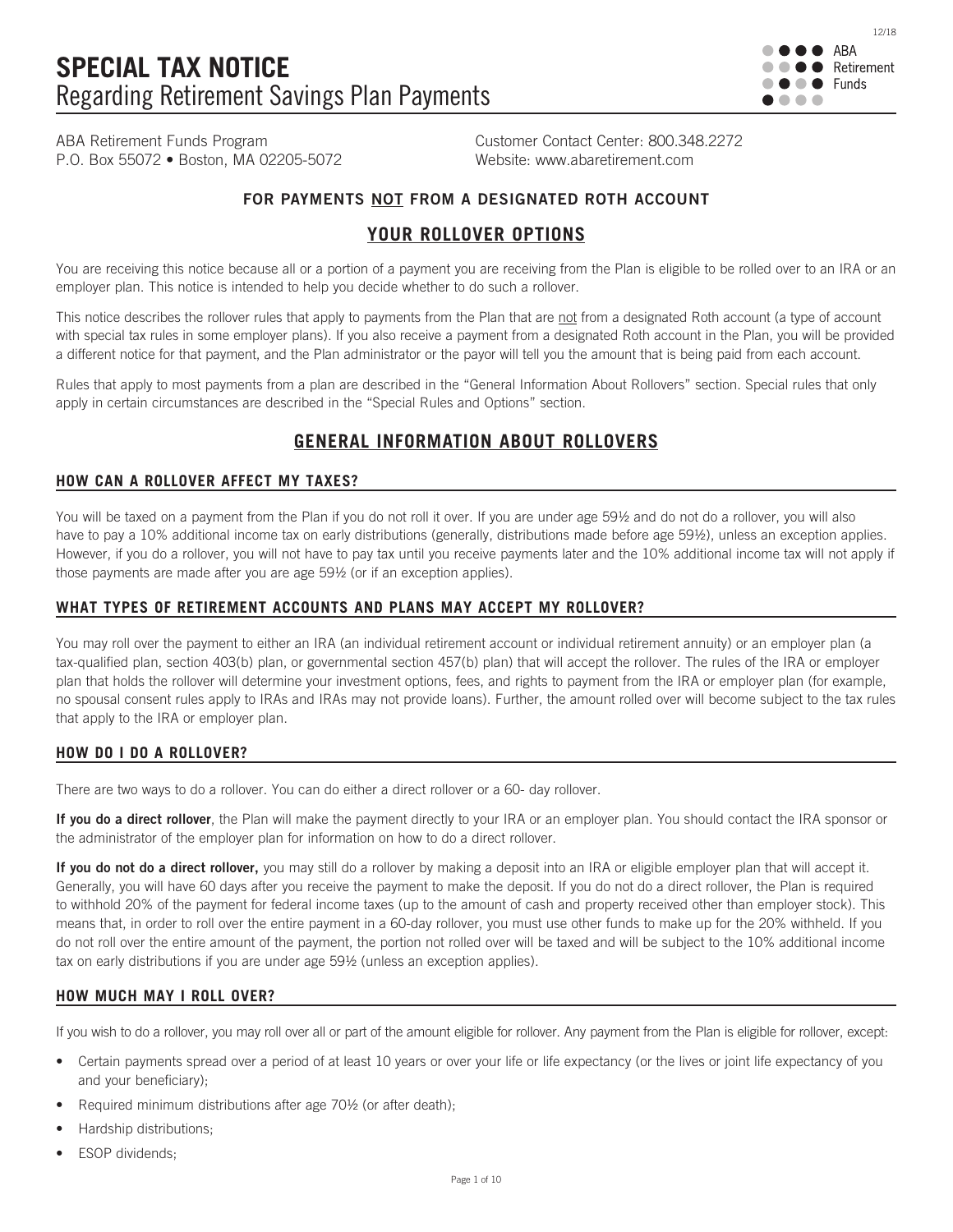# SPECIAL TAX NOTICE
## Regarding Retirement Savings Plan Payments

12/18

ABA Retirement Funds

ABA Retirement Funds Program
P.O. Box 55072 • Boston, MA 02205-5072

Customer Contact Center: 800.348.2272
Website: www.abaretirement.com

### FOR PAYMENTS NOT FROM A DESIGNATED ROTH ACCOUNT

## YOUR ROLLOVER OPTIONS

You are receiving this notice because all or a portion of a payment you are receiving from the Plan is eligible to be rolled over to an IRA or an employer plan. This notice is intended to help you decide whether to do such a rollover.

This notice describes the rollover rules that apply to payments from the Plan that are not from a designated Roth account (a type of account with special tax rules in some employer plans). If you also receive a payment from a designated Roth account in the Plan, you will be provided a different notice for that payment, and the Plan administrator or the payor will tell you the amount that is being paid from each account.

Rules that apply to most payments from a plan are described in the "General Information About Rollovers" section. Special rules that only apply in certain circumstances are described in the "Special Rules and Options" section.

## GENERAL INFORMATION ABOUT ROLLOVERS

### HOW CAN A ROLLOVER AFFECT MY TAXES?

You will be taxed on a payment from the Plan if you do not roll it over. If you are under age 59½ and do not do a rollover, you will also have to pay a 10% additional income tax on early distributions (generally, distributions made before age 59½), unless an exception applies. However, if you do a rollover, you will not have to pay tax until you receive payments later and the 10% additional income tax will not apply if those payments are made after you are age 59½ (or if an exception applies).

### WHAT TYPES OF RETIREMENT ACCOUNTS AND PLANS MAY ACCEPT MY ROLLOVER?

You may roll over the payment to either an IRA (an individual retirement account or individual retirement annuity) or an employer plan (a tax-qualified plan, section 403(b) plan, or governmental section 457(b) plan) that will accept the rollover. The rules of the IRA or employer plan that holds the rollover will determine your investment options, fees, and rights to payment from the IRA or employer plan (for example, no spousal consent rules apply to IRAs and IRAs may not provide loans). Further, the amount rolled over will become subject to the tax rules that apply to the IRA or employer plan.

### HOW DO I DO A ROLLOVER?

There are two ways to do a rollover. You can do either a direct rollover or a 60- day rollover.

**If you do a direct rollover**, the Plan will make the payment directly to your IRA or an employer plan. You should contact the IRA sponsor or the administrator of the employer plan for information on how to do a direct rollover.

**If you do not do a direct rollover,** you may still do a rollover by making a deposit into an IRA or eligible employer plan that will accept it. Generally, you will have 60 days after you receive the payment to make the deposit. If you do not do a direct rollover, the Plan is required to withhold 20% of the payment for federal income taxes (up to the amount of cash and property received other than employer stock). This means that, in order to roll over the entire payment in a 60-day rollover, you must use other funds to make up for the 20% withheld. If you do not roll over the entire amount of the payment, the portion not rolled over will be taxed and will be subject to the 10% additional income tax on early distributions if you are under age 59½ (unless an exception applies).

### HOW MUCH MAY I ROLL OVER?

If you wish to do a rollover, you may roll over all or part of the amount eligible for rollover. Any payment from the Plan is eligible for rollover, except:

- Certain payments spread over a period of at least 10 years or over your life or life expectancy (or the lives or joint life expectancy of you and your beneficiary);
- Required minimum distributions after age 70½ (or after death);
- Hardship distributions;
- ESOP dividends;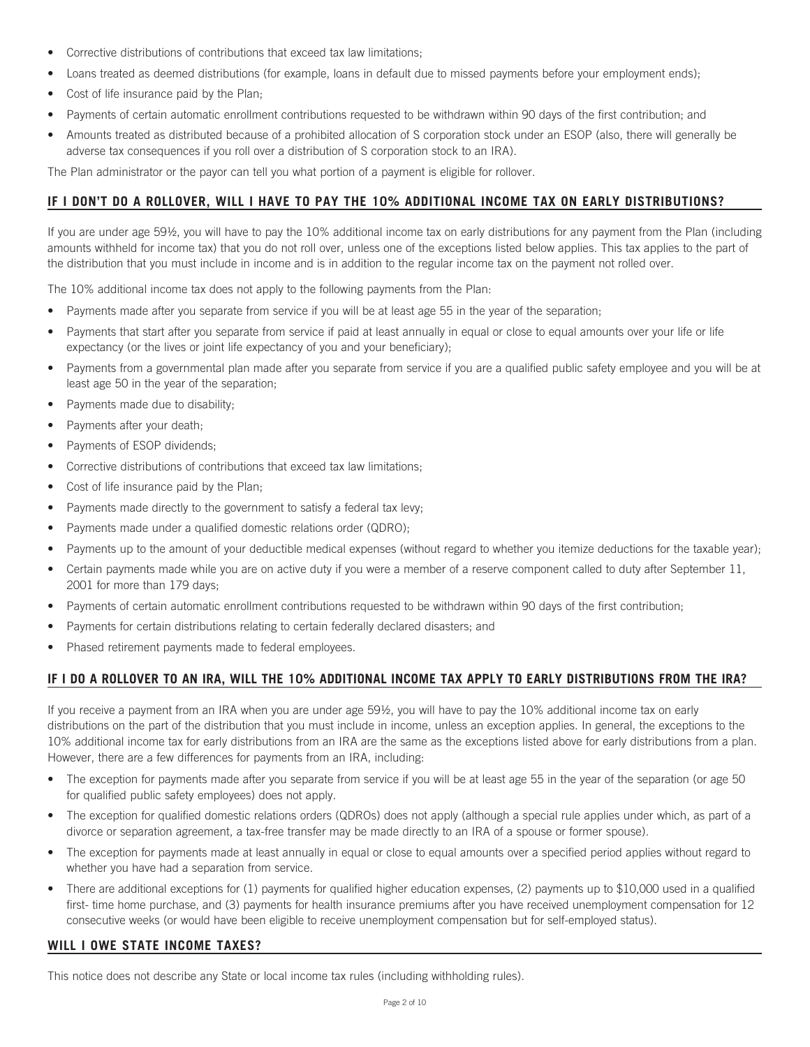- Corrective distributions of contributions that exceed tax law limitations;
- Loans treated as deemed distributions (for example, loans in default due to missed payments before your employment ends);
- Cost of life insurance paid by the Plan;
- Payments of certain automatic enrollment contributions requested to be withdrawn within 90 days of the first contribution; and
- Amounts treated as distributed because of a prohibited allocation of S corporation stock under an ESOP (also, there will generally be adverse tax consequences if you roll over a distribution of S corporation stock to an IRA).

The Plan administrator or the payor can tell you what portion of a payment is eligible for rollover.

## IF I DON'T DO A ROLLOVER, WILL I HAVE TO PAY THE 10% ADDITIONAL INCOME TAX ON EARLY DISTRIBUTIONS?

If you are under age 59½, you will have to pay the 10% additional income tax on early distributions for any payment from the Plan (including amounts withheld for income tax) that you do not roll over, unless one of the exceptions listed below applies. This tax applies to the part of the distribution that you must include in income and is in addition to the regular income tax on the payment not rolled over.

The 10% additional income tax does not apply to the following payments from the Plan:

- Payments made after you separate from service if you will be at least age 55 in the year of the separation;
- Payments that start after you separate from service if paid at least annually in equal or close to equal amounts over your life or life expectancy (or the lives or joint life expectancy of you and your beneficiary);
- Payments from a governmental plan made after you separate from service if you are a qualified public safety employee and you will be at least age 50 in the year of the separation;
- Payments made due to disability;
- Payments after your death;
- Payments of ESOP dividends;
- Corrective distributions of contributions that exceed tax law limitations;
- Cost of life insurance paid by the Plan;
- Payments made directly to the government to satisfy a federal tax levy;
- Payments made under a qualified domestic relations order (QDRO);
- Payments up to the amount of your deductible medical expenses (without regard to whether you itemize deductions for the taxable year);
- Certain payments made while you are on active duty if you were a member of a reserve component called to duty after September 11, 2001 for more than 179 days;
- Payments of certain automatic enrollment contributions requested to be withdrawn within 90 days of the first contribution;
- Payments for certain distributions relating to certain federally declared disasters; and
- Phased retirement payments made to federal employees.

## IF I DO A ROLLOVER TO AN IRA, WILL THE 10% ADDITIONAL INCOME TAX APPLY TO EARLY DISTRIBUTIONS FROM THE IRA?

If you receive a payment from an IRA when you are under age 59½, you will have to pay the 10% additional income tax on early distributions on the part of the distribution that you must include in income, unless an exception applies. In general, the exceptions to the 10% additional income tax for early distributions from an IRA are the same as the exceptions listed above for early distributions from a plan. However, there are a few differences for payments from an IRA, including:

- The exception for payments made after you separate from service if you will be at least age 55 in the year of the separation (or age 50 for qualified public safety employees) does not apply.
- The exception for qualified domestic relations orders (QDROs) does not apply (although a special rule applies under which, as part of a divorce or separation agreement, a tax-free transfer may be made directly to an IRA of a spouse or former spouse).
- The exception for payments made at least annually in equal or close to equal amounts over a specified period applies without regard to whether you have had a separation from service.
- There are additional exceptions for (1) payments for qualified higher education expenses, (2) payments up to $10,000 used in a qualified first- time home purchase, and (3) payments for health insurance premiums after you have received unemployment compensation for 12 consecutive weeks (or would have been eligible to receive unemployment compensation but for self-employed status).

## WILL I OWE STATE INCOME TAXES?

This notice does not describe any State or local income tax rules (including withholding rules).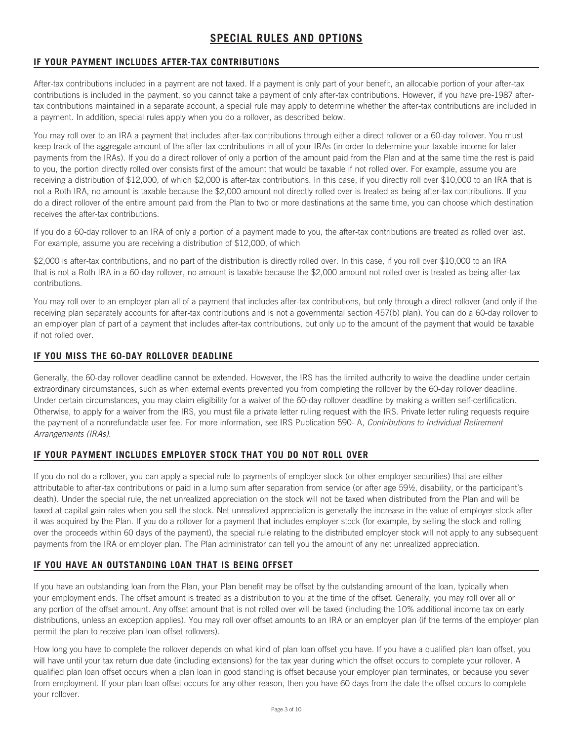# SPECIAL RULES AND OPTIONS

## IF YOUR PAYMENT INCLUDES AFTER-TAX CONTRIBUTIONS

After-tax contributions included in a payment are not taxed. If a payment is only part of your benefit, an allocable portion of your after-tax contributions is included in the payment, so you cannot take a payment of only after-tax contributions. However, if you have pre-1987 after-tax contributions maintained in a separate account, a special rule may apply to determine whether the after-tax contributions are included in a payment. In addition, special rules apply when you do a rollover, as described below.

You may roll over to an IRA a payment that includes after-tax contributions through either a direct rollover or a 60-day rollover. You must keep track of the aggregate amount of the after-tax contributions in all of your IRAs (in order to determine your taxable income for later payments from the IRAs). If you do a direct rollover of only a portion of the amount paid from the Plan and at the same time the rest is paid to you, the portion directly rolled over consists first of the amount that would be taxable if not rolled over. For example, assume you are receiving a distribution of $12,000, of which $2,000 is after-tax contributions. In this case, if you directly roll over $10,000 to an IRA that is not a Roth IRA, no amount is taxable because the $2,000 amount not directly rolled over is treated as being after-tax contributions. If you do a direct rollover of the entire amount paid from the Plan to two or more destinations at the same time, you can choose which destination receives the after-tax contributions.

If you do a 60-day rollover to an IRA of only a portion of a payment made to you, the after-tax contributions are treated as rolled over last. For example, assume you are receiving a distribution of $12,000, of which

$2,000 is after-tax contributions, and no part of the distribution is directly rolled over. In this case, if you roll over $10,000 to an IRA that is not a Roth IRA in a 60-day rollover, no amount is taxable because the $2,000 amount not rolled over is treated as being after-tax contributions.

You may roll over to an employer plan all of a payment that includes after-tax contributions, but only through a direct rollover (and only if the receiving plan separately accounts for after-tax contributions and is not a governmental section 457(b) plan). You can do a 60-day rollover to an employer plan of part of a payment that includes after-tax contributions, but only up to the amount of the payment that would be taxable if not rolled over.

## IF YOU MISS THE 60-DAY ROLLOVER DEADLINE

Generally, the 60-day rollover deadline cannot be extended. However, the IRS has the limited authority to waive the deadline under certain extraordinary circumstances, such as when external events prevented you from completing the rollover by the 60-day rollover deadline. Under certain circumstances, you may claim eligibility for a waiver of the 60-day rollover deadline by making a written self-certification. Otherwise, to apply for a waiver from the IRS, you must file a private letter ruling request with the IRS. Private letter ruling requests require the payment of a nonrefundable user fee. For more information, see IRS Publication 590- A, *Contributions to Individual Retirement Arrangements (IRAs).*

## IF YOUR PAYMENT INCLUDES EMPLOYER STOCK THAT YOU DO NOT ROLL OVER

If you do not do a rollover, you can apply a special rule to payments of employer stock (or other employer securities) that are either attributable to after-tax contributions or paid in a lump sum after separation from service (or after age 59½, disability, or the participant's death). Under the special rule, the net unrealized appreciation on the stock will not be taxed when distributed from the Plan and will be taxed at capital gain rates when you sell the stock. Net unrealized appreciation is generally the increase in the value of employer stock after it was acquired by the Plan. If you do a rollover for a payment that includes employer stock (for example, by selling the stock and rolling over the proceeds within 60 days of the payment), the special rule relating to the distributed employer stock will not apply to any subsequent payments from the IRA or employer plan. The Plan administrator can tell you the amount of any net unrealized appreciation.

## IF YOU HAVE AN OUTSTANDING LOAN THAT IS BEING OFFSET

If you have an outstanding loan from the Plan, your Plan benefit may be offset by the outstanding amount of the loan, typically when your employment ends. The offset amount is treated as a distribution to you at the time of the offset. Generally, you may roll over all or any portion of the offset amount. Any offset amount that is not rolled over will be taxed (including the 10% additional income tax on early distributions, unless an exception applies). You may roll over offset amounts to an IRA or an employer plan (if the terms of the employer plan permit the plan to receive plan loan offset rollovers).

How long you have to complete the rollover depends on what kind of plan loan offset you have. If you have a qualified plan loan offset, you will have until your tax return due date (including extensions) for the tax year during which the offset occurs to complete your rollover. A qualified plan loan offset occurs when a plan loan in good standing is offset because your employer plan terminates, or because you sever from employment. If your plan loan offset occurs for any other reason, then you have 60 days from the date the offset occurs to complete your rollover.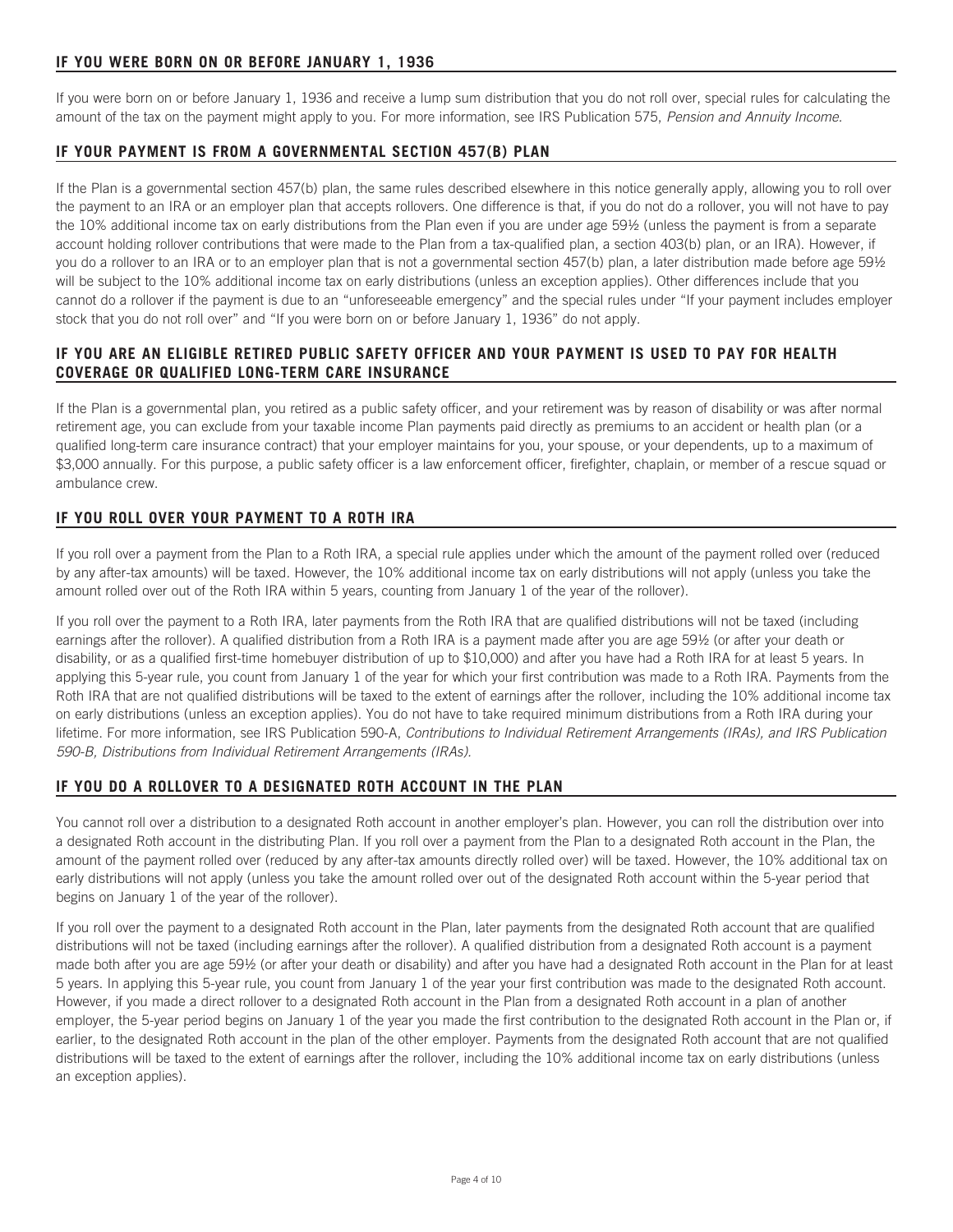## IF YOU WERE BORN ON OR BEFORE JANUARY 1, 1936

If you were born on or before January 1, 1936 and receive a lump sum distribution that you do not roll over, special rules for calculating the amount of the tax on the payment might apply to you. For more information, see IRS Publication 575, *Pension and Annuity Income.*

## IF YOUR PAYMENT IS FROM A GOVERNMENTAL SECTION 457(B) PLAN

If the Plan is a governmental section 457(b) plan, the same rules described elsewhere in this notice generally apply, allowing you to roll over the payment to an IRA or an employer plan that accepts rollovers. One difference is that, if you do not do a rollover, you will not have to pay the 10% additional income tax on early distributions from the Plan even if you are under age 59½ (unless the payment is from a separate account holding rollover contributions that were made to the Plan from a tax-qualified plan, a section 403(b) plan, or an IRA). However, if you do a rollover to an IRA or to an employer plan that is not a governmental section 457(b) plan, a later distribution made before age 59½ will be subject to the 10% additional income tax on early distributions (unless an exception applies). Other differences include that you cannot do a rollover if the payment is due to an "unforeseeable emergency" and the special rules under "If your payment includes employer stock that you do not roll over" and "If you were born on or before January 1, 1936" do not apply.

## IF YOU ARE AN ELIGIBLE RETIRED PUBLIC SAFETY OFFICER AND YOUR PAYMENT IS USED TO PAY FOR HEALTH COVERAGE OR QUALIFIED LONG-TERM CARE INSURANCE

If the Plan is a governmental plan, you retired as a public safety officer, and your retirement was by reason of disability or was after normal retirement age, you can exclude from your taxable income Plan payments paid directly as premiums to an accident or health plan (or a qualified long-term care insurance contract) that your employer maintains for you, your spouse, or your dependents, up to a maximum of $3,000 annually. For this purpose, a public safety officer is a law enforcement officer, firefighter, chaplain, or member of a rescue squad or ambulance crew.

## IF YOU ROLL OVER YOUR PAYMENT TO A ROTH IRA

If you roll over a payment from the Plan to a Roth IRA, a special rule applies under which the amount of the payment rolled over (reduced by any after-tax amounts) will be taxed. However, the 10% additional income tax on early distributions will not apply (unless you take the amount rolled over out of the Roth IRA within 5 years, counting from January 1 of the year of the rollover).

If you roll over the payment to a Roth IRA, later payments from the Roth IRA that are qualified distributions will not be taxed (including earnings after the rollover). A qualified distribution from a Roth IRA is a payment made after you are age 59½ (or after your death or disability, or as a qualified first-time homebuyer distribution of up to $10,000) and after you have had a Roth IRA for at least 5 years. In applying this 5-year rule, you count from January 1 of the year for which your first contribution was made to a Roth IRA. Payments from the Roth IRA that are not qualified distributions will be taxed to the extent of earnings after the rollover, including the 10% additional income tax on early distributions (unless an exception applies). You do not have to take required minimum distributions from a Roth IRA during your lifetime. For more information, see IRS Publication 590-A, *Contributions to Individual Retirement Arrangements (IRAs), and IRS Publication 590-B, Distributions from Individual Retirement Arrangements (IRAs).*

## IF YOU DO A ROLLOVER TO A DESIGNATED ROTH ACCOUNT IN THE PLAN

You cannot roll over a distribution to a designated Roth account in another employer's plan. However, you can roll the distribution over into a designated Roth account in the distributing Plan. If you roll over a payment from the Plan to a designated Roth account in the Plan, the amount of the payment rolled over (reduced by any after-tax amounts directly rolled over) will be taxed. However, the 10% additional tax on early distributions will not apply (unless you take the amount rolled over out of the designated Roth account within the 5-year period that begins on January 1 of the year of the rollover).

If you roll over the payment to a designated Roth account in the Plan, later payments from the designated Roth account that are qualified distributions will not be taxed (including earnings after the rollover). A qualified distribution from a designated Roth account is a payment made both after you are age 59½ (or after your death or disability) and after you have had a designated Roth account in the Plan for at least 5 years. In applying this 5-year rule, you count from January 1 of the year your first contribution was made to the designated Roth account. However, if you made a direct rollover to a designated Roth account in the Plan from a designated Roth account in a plan of another employer, the 5-year period begins on January 1 of the year you made the first contribution to the designated Roth account in the Plan or, if earlier, to the designated Roth account in the plan of the other employer. Payments from the designated Roth account that are not qualified distributions will be taxed to the extent of earnings after the rollover, including the 10% additional income tax on early distributions (unless an exception applies).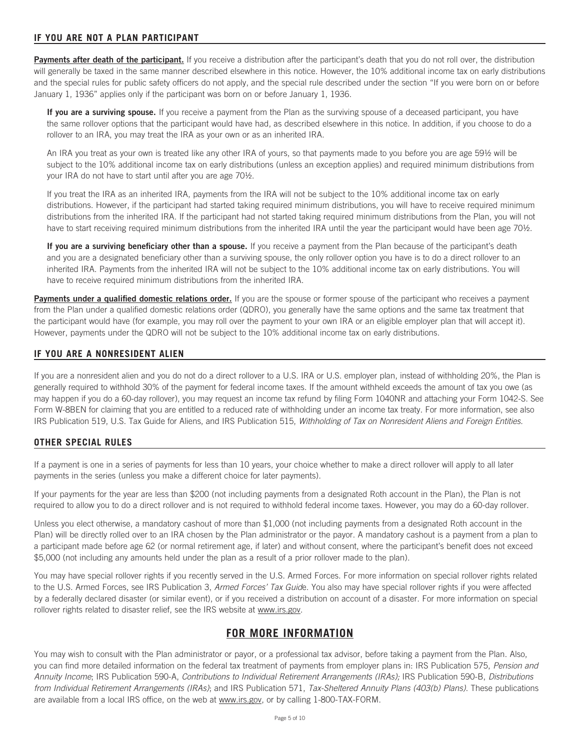## IF YOU ARE NOT A PLAN PARTICIPANT

**Payments after death of the participant.** If you receive a distribution after the participant's death that you do not roll over, the distribution will generally be taxed in the same manner described elsewhere in this notice. However, the 10% additional income tax on early distributions and the special rules for public safety officers do not apply, and the special rule described under the section "If you were born on or before January 1, 1936" applies only if the participant was born on or before January 1, 1936.

**If you are a surviving spouse.** If you receive a payment from the Plan as the surviving spouse of a deceased participant, you have the same rollover options that the participant would have had, as described elsewhere in this notice. In addition, if you choose to do a rollover to an IRA, you may treat the IRA as your own or as an inherited IRA.

An IRA you treat as your own is treated like any other IRA of yours, so that payments made to you before you are age 59½ will be subject to the 10% additional income tax on early distributions (unless an exception applies) and required minimum distributions from your IRA do not have to start until after you are age 70½.

If you treat the IRA as an inherited IRA, payments from the IRA will not be subject to the 10% additional income tax on early distributions. However, if the participant had started taking required minimum distributions, you will have to receive required minimum distributions from the inherited IRA. If the participant had not started taking required minimum distributions from the Plan, you will not have to start receiving required minimum distributions from the inherited IRA until the year the participant would have been age 70½.

**If you are a surviving beneficiary other than a spouse.** If you receive a payment from the Plan because of the participant's death and you are a designated beneficiary other than a surviving spouse, the only rollover option you have is to do a direct rollover to an inherited IRA. Payments from the inherited IRA will not be subject to the 10% additional income tax on early distributions. You will have to receive required minimum distributions from the inherited IRA.

**Payments under a qualified domestic relations order.** If you are the spouse or former spouse of the participant who receives a payment from the Plan under a qualified domestic relations order (QDRO), you generally have the same options and the same tax treatment that the participant would have (for example, you may roll over the payment to your own IRA or an eligible employer plan that will accept it). However, payments under the QDRO will not be subject to the 10% additional income tax on early distributions.

## IF YOU ARE A NONRESIDENT ALIEN

If you are a nonresident alien and you do not do a direct rollover to a U.S. IRA or U.S. employer plan, instead of withholding 20%, the Plan is generally required to withhold 30% of the payment for federal income taxes. If the amount withheld exceeds the amount of tax you owe (as may happen if you do a 60-day rollover), you may request an income tax refund by filing Form 1040NR and attaching your Form 1042-S. See Form W-8BEN for claiming that you are entitled to a reduced rate of withholding under an income tax treaty. For more information, see also IRS Publication 519, U.S. Tax Guide for Aliens, and IRS Publication 515, *Withholding of Tax on Nonresident Aliens and Foreign Entities.*

## OTHER SPECIAL RULES

If a payment is one in a series of payments for less than 10 years, your choice whether to make a direct rollover will apply to all later payments in the series (unless you make a different choice for later payments).

If your payments for the year are less than $200 (not including payments from a designated Roth account in the Plan), the Plan is not required to allow you to do a direct rollover and is not required to withhold federal income taxes. However, you may do a 60-day rollover.

Unless you elect otherwise, a mandatory cashout of more than $1,000 (not including payments from a designated Roth account in the Plan) will be directly rolled over to an IRA chosen by the Plan administrator or the payor. A mandatory cashout is a payment from a plan to a participant made before age 62 (or normal retirement age, if later) and without consent, where the participant's benefit does not exceed $5,000 (not including any amounts held under the plan as a result of a prior rollover made to the plan).

You may have special rollover rights if you recently served in the U.S. Armed Forces. For more information on special rollover rights related to the U.S. Armed Forces, see IRS Publication 3, *Armed Forces' Tax Guide*. You also may have special rollover rights if you were affected by a federally declared disaster (or similar event), or if you received a distribution on account of a disaster. For more information on special rollover rights related to disaster relief, see the IRS website at www.irs.gov.

## FOR MORE INFORMATION

You may wish to consult with the Plan administrator or payor, or a professional tax advisor, before taking a payment from the Plan. Also, you can find more detailed information on the federal tax treatment of payments from employer plans in: IRS Publication 575, *Pension and Annuity Income*; IRS Publication 590-A, *Contributions to Individual Retirement Arrangements (IRAs);* IRS Publication 590-B, *Distributions from Individual Retirement Arrangements (IRAs)*; and IRS Publication 571, *Tax-Sheltered Annuity Plans (403(b) Plans)*. These publications are available from a local IRS office, on the web at www.irs.gov, or by calling 1-800-TAX-FORM.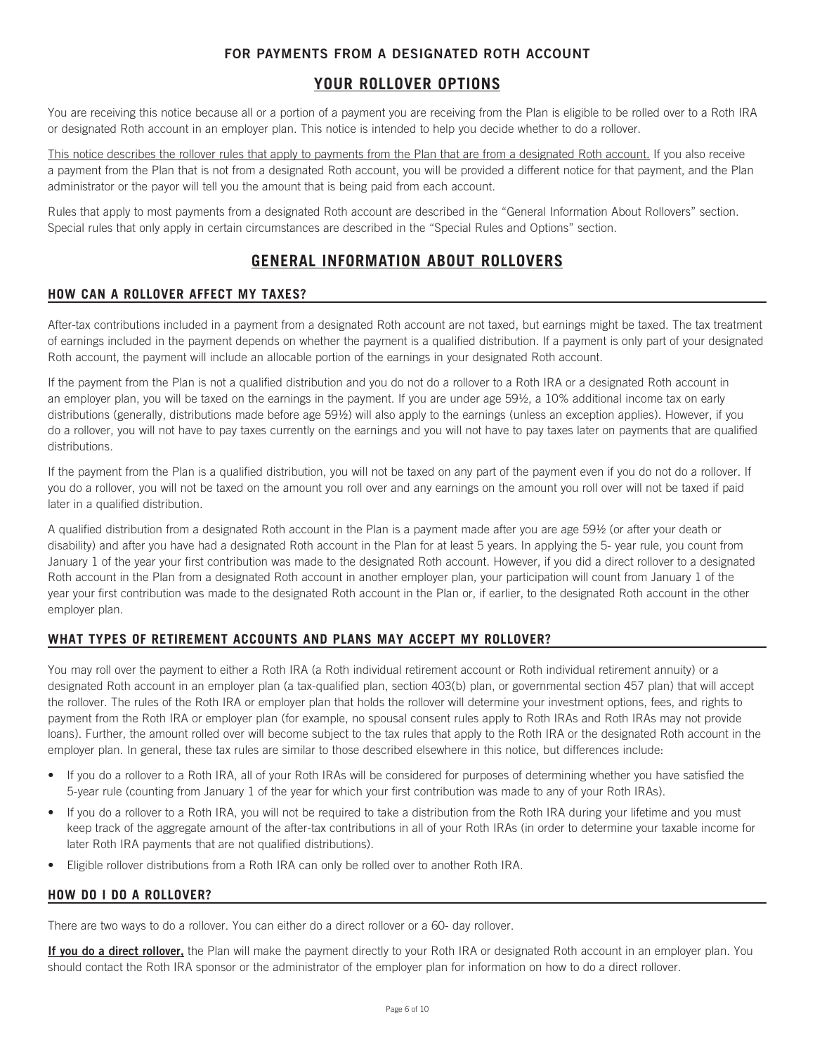**FOR PAYMENTS FROM A DESIGNATED ROTH ACCOUNT**

# YOUR ROLLOVER OPTIONS

You are receiving this notice because all or a portion of a payment you are receiving from the Plan is eligible to be rolled over to a Roth IRA or designated Roth account in an employer plan. This notice is intended to help you decide whether to do a rollover.

This notice describes the rollover rules that apply to payments from the Plan that are from a designated Roth account. If you also receive a payment from the Plan that is not from a designated Roth account, you will be provided a different notice for that payment, and the Plan administrator or the payor will tell you the amount that is being paid from each account.

Rules that apply to most payments from a designated Roth account are described in the "General Information About Rollovers" section. Special rules that only apply in certain circumstances are described in the "Special Rules and Options" section.

# GENERAL INFORMATION ABOUT ROLLOVERS

## HOW CAN A ROLLOVER AFFECT MY TAXES?

After-tax contributions included in a payment from a designated Roth account are not taxed, but earnings might be taxed. The tax treatment of earnings included in the payment depends on whether the payment is a qualified distribution. If a payment is only part of your designated Roth account, the payment will include an allocable portion of the earnings in your designated Roth account.

If the payment from the Plan is not a qualified distribution and you do not do a rollover to a Roth IRA or a designated Roth account in an employer plan, you will be taxed on the earnings in the payment. If you are under age 59½, a 10% additional income tax on early distributions (generally, distributions made before age 59½) will also apply to the earnings (unless an exception applies). However, if you do a rollover, you will not have to pay taxes currently on the earnings and you will not have to pay taxes later on payments that are qualified distributions.

If the payment from the Plan is a qualified distribution, you will not be taxed on any part of the payment even if you do not do a rollover. If you do a rollover, you will not be taxed on the amount you roll over and any earnings on the amount you roll over will not be taxed if paid later in a qualified distribution.

A qualified distribution from a designated Roth account in the Plan is a payment made after you are age 59½ (or after your death or disability) and after you have had a designated Roth account in the Plan for at least 5 years. In applying the 5- year rule, you count from January 1 of the year your first contribution was made to the designated Roth account. However, if you did a direct rollover to a designated Roth account in the Plan from a designated Roth account in another employer plan, your participation will count from January 1 of the year your first contribution was made to the designated Roth account in the Plan or, if earlier, to the designated Roth account in the other employer plan.

## WHAT TYPES OF RETIREMENT ACCOUNTS AND PLANS MAY ACCEPT MY ROLLOVER?

You may roll over the payment to either a Roth IRA (a Roth individual retirement account or Roth individual retirement annuity) or a designated Roth account in an employer plan (a tax-qualified plan, section 403(b) plan, or governmental section 457 plan) that will accept the rollover. The rules of the Roth IRA or employer plan that holds the rollover will determine your investment options, fees, and rights to payment from the Roth IRA or employer plan (for example, no spousal consent rules apply to Roth IRAs and Roth IRAs may not provide loans). Further, the amount rolled over will become subject to the tax rules that apply to the Roth IRA or the designated Roth account in the employer plan. In general, these tax rules are similar to those described elsewhere in this notice, but differences include:

- If you do a rollover to a Roth IRA, all of your Roth IRAs will be considered for purposes of determining whether you have satisfied the 5-year rule (counting from January 1 of the year for which your first contribution was made to any of your Roth IRAs).
- If you do a rollover to a Roth IRA, you will not be required to take a distribution from the Roth IRA during your lifetime and you must keep track of the aggregate amount of the after-tax contributions in all of your Roth IRAs (in order to determine your taxable income for later Roth IRA payments that are not qualified distributions).
- Eligible rollover distributions from a Roth IRA can only be rolled over to another Roth IRA.

## HOW DO I DO A ROLLOVER?

There are two ways to do a rollover. You can either do a direct rollover or a 60- day rollover.

**If you do a direct rollover,** the Plan will make the payment directly to your Roth IRA or designated Roth account in an employer plan. You should contact the Roth IRA sponsor or the administrator of the employer plan for information on how to do a direct rollover.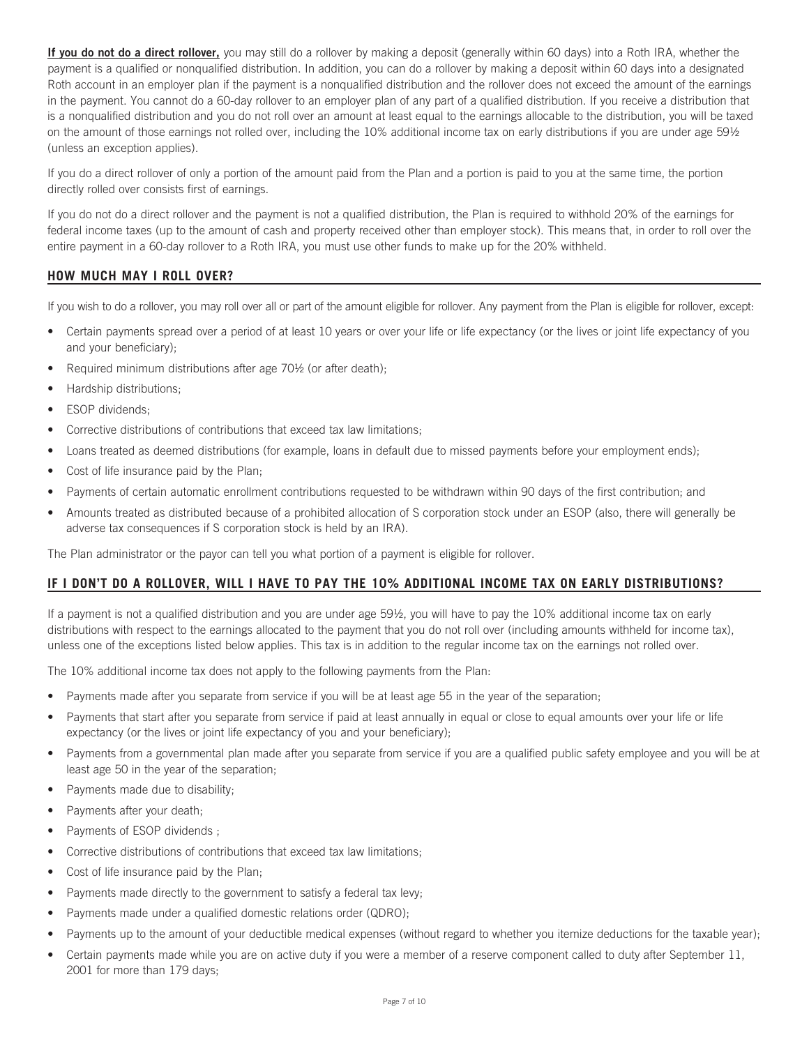**If you do not do a direct rollover,** you may still do a rollover by making a deposit (generally within 60 days) into a Roth IRA, whether the payment is a qualified or nonqualified distribution. In addition, you can do a rollover by making a deposit within 60 days into a designated Roth account in an employer plan if the payment is a nonqualified distribution and the rollover does not exceed the amount of the earnings in the payment. You cannot do a 60-day rollover to an employer plan of any part of a qualified distribution. If you receive a distribution that is a nonqualified distribution and you do not roll over an amount at least equal to the earnings allocable to the distribution, you will be taxed on the amount of those earnings not rolled over, including the 10% additional income tax on early distributions if you are under age 59½ (unless an exception applies).

If you do a direct rollover of only a portion of the amount paid from the Plan and a portion is paid to you at the same time, the portion directly rolled over consists first of earnings.

If you do not do a direct rollover and the payment is not a qualified distribution, the Plan is required to withhold 20% of the earnings for federal income taxes (up to the amount of cash and property received other than employer stock). This means that, in order to roll over the entire payment in a 60-day rollover to a Roth IRA, you must use other funds to make up for the 20% withheld.

## HOW MUCH MAY I ROLL OVER?

If you wish to do a rollover, you may roll over all or part of the amount eligible for rollover. Any payment from the Plan is eligible for rollover, except:

- Certain payments spread over a period of at least 10 years or over your life or life expectancy (or the lives or joint life expectancy of you and your beneficiary);
- Required minimum distributions after age 70½ (or after death);
- Hardship distributions;
- ESOP dividends;
- Corrective distributions of contributions that exceed tax law limitations;
- Loans treated as deemed distributions (for example, loans in default due to missed payments before your employment ends);
- Cost of life insurance paid by the Plan;
- Payments of certain automatic enrollment contributions requested to be withdrawn within 90 days of the first contribution; and
- Amounts treated as distributed because of a prohibited allocation of S corporation stock under an ESOP (also, there will generally be adverse tax consequences if S corporation stock is held by an IRA).

The Plan administrator or the payor can tell you what portion of a payment is eligible for rollover.

## IF I DON'T DO A ROLLOVER, WILL I HAVE TO PAY THE 10% ADDITIONAL INCOME TAX ON EARLY DISTRIBUTIONS?

If a payment is not a qualified distribution and you are under age 59½, you will have to pay the 10% additional income tax on early distributions with respect to the earnings allocated to the payment that you do not roll over (including amounts withheld for income tax), unless one of the exceptions listed below applies. This tax is in addition to the regular income tax on the earnings not rolled over.

The 10% additional income tax does not apply to the following payments from the Plan:

- Payments made after you separate from service if you will be at least age 55 in the year of the separation;
- Payments that start after you separate from service if paid at least annually in equal or close to equal amounts over your life or life expectancy (or the lives or joint life expectancy of you and your beneficiary);
- Payments from a governmental plan made after you separate from service if you are a qualified public safety employee and you will be at least age 50 in the year of the separation;
- Payments made due to disability;
- Payments after your death;
- Payments of ESOP dividends ;
- Corrective distributions of contributions that exceed tax law limitations;
- Cost of life insurance paid by the Plan;
- Payments made directly to the government to satisfy a federal tax levy;
- Payments made under a qualified domestic relations order (QDRO);
- Payments up to the amount of your deductible medical expenses (without regard to whether you itemize deductions for the taxable year);
- Certain payments made while you are on active duty if you were a member of a reserve component called to duty after September 11, 2001 for more than 179 days;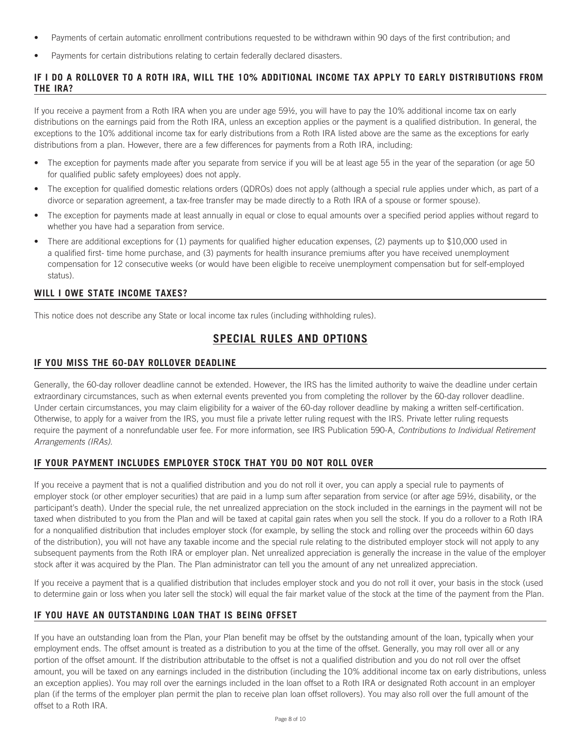- Payments of certain automatic enrollment contributions requested to be withdrawn within 90 days of the first contribution; and
- Payments for certain distributions relating to certain federally declared disasters.

### IF I DO A ROLLOVER TO A ROTH IRA, WILL THE 10% ADDITIONAL INCOME TAX APPLY TO EARLY DISTRIBUTIONS FROM THE IRA?

If you receive a payment from a Roth IRA when you are under age 59½, you will have to pay the 10% additional income tax on early distributions on the earnings paid from the Roth IRA, unless an exception applies or the payment is a qualified distribution. In general, the exceptions to the 10% additional income tax for early distributions from a Roth IRA listed above are the same as the exceptions for early distributions from a plan. However, there are a few differences for payments from a Roth IRA, including:

- The exception for payments made after you separate from service if you will be at least age 55 in the year of the separation (or age 50 for qualified public safety employees) does not apply.
- The exception for qualified domestic relations orders (QDROs) does not apply (although a special rule applies under which, as part of a divorce or separation agreement, a tax-free transfer may be made directly to a Roth IRA of a spouse or former spouse).
- The exception for payments made at least annually in equal or close to equal amounts over a specified period applies without regard to whether you have had a separation from service.
- There are additional exceptions for (1) payments for qualified higher education expenses, (2) payments up to $10,000 used in a qualified first- time home purchase, and (3) payments for health insurance premiums after you have received unemployment compensation for 12 consecutive weeks (or would have been eligible to receive unemployment compensation but for self-employed status).

### WILL I OWE STATE INCOME TAXES?

This notice does not describe any State or local income tax rules (including withholding rules).

## SPECIAL RULES AND OPTIONS

### IF YOU MISS THE 60-DAY ROLLOVER DEADLINE

Generally, the 60-day rollover deadline cannot be extended. However, the IRS has the limited authority to waive the deadline under certain extraordinary circumstances, such as when external events prevented you from completing the rollover by the 60-day rollover deadline. Under certain circumstances, you may claim eligibility for a waiver of the 60-day rollover deadline by making a written self-certification. Otherwise, to apply for a waiver from the IRS, you must file a private letter ruling request with the IRS. Private letter ruling requests require the payment of a nonrefundable user fee. For more information, see IRS Publication 590-A, *Contributions to Individual Retirement Arrangements (IRAs).*

### IF YOUR PAYMENT INCLUDES EMPLOYER STOCK THAT YOU DO NOT ROLL OVER

If you receive a payment that is not a qualified distribution and you do not roll it over, you can apply a special rule to payments of employer stock (or other employer securities) that are paid in a lump sum after separation from service (or after age 59½, disability, or the participant's death). Under the special rule, the net unrealized appreciation on the stock included in the earnings in the payment will not be taxed when distributed to you from the Plan and will be taxed at capital gain rates when you sell the stock. If you do a rollover to a Roth IRA for a nonqualified distribution that includes employer stock (for example, by selling the stock and rolling over the proceeds within 60 days of the distribution), you will not have any taxable income and the special rule relating to the distributed employer stock will not apply to any subsequent payments from the Roth IRA or employer plan. Net unrealized appreciation is generally the increase in the value of the employer stock after it was acquired by the Plan. The Plan administrator can tell you the amount of any net unrealized appreciation.

If you receive a payment that is a qualified distribution that includes employer stock and you do not roll it over, your basis in the stock (used to determine gain or loss when you later sell the stock) will equal the fair market value of the stock at the time of the payment from the Plan.

### IF YOU HAVE AN OUTSTANDING LOAN THAT IS BEING OFFSET

If you have an outstanding loan from the Plan, your Plan benefit may be offset by the outstanding amount of the loan, typically when your employment ends. The offset amount is treated as a distribution to you at the time of the offset. Generally, you may roll over all or any portion of the offset amount. If the distribution attributable to the offset is not a qualified distribution and you do not roll over the offset amount, you will be taxed on any earnings included in the distribution (including the 10% additional income tax on early distributions, unless an exception applies). You may roll over the earnings included in the loan offset to a Roth IRA or designated Roth account in an employer plan (if the terms of the employer plan permit the plan to receive plan loan offset rollovers). You may also roll over the full amount of the offset to a Roth IRA.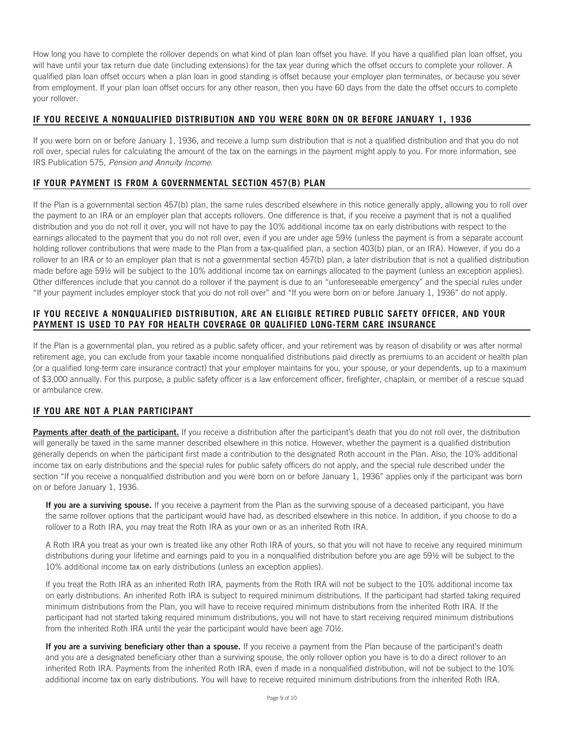How long you have to complete the rollover depends on what kind of plan loan offset you have. If you have a qualified plan loan offset, you will have until your tax return due date (including extensions) for the tax year during which the offset occurs to complete your rollover. A qualified plan loan offset occurs when a plan loan in good standing is offset because your employer plan terminates, or because you sever from employment. If your plan loan offset occurs for any other reason, then you have 60 days from the date the offset occurs to complete your rollover.

## IF YOU RECEIVE A NONQUALIFIED DISTRIBUTION AND YOU WERE BORN ON OR BEFORE JANUARY 1, 1936

If you were born on or before January 1, 1936, and receive a lump sum distribution that is not a qualified distribution and that you do not roll over, special rules for calculating the amount of the tax on the earnings in the payment might apply to you. For more information, see IRS Publication 575, *Pension and Annuity Income*.

## IF YOUR PAYMENT IS FROM A GOVERNMENTAL SECTION 457(B) PLAN

If the Plan is a governmental section 457(b) plan, the same rules described elsewhere in this notice generally apply, allowing you to roll over the payment to an IRA or an employer plan that accepts rollovers. One difference is that, if you receive a payment that is not a qualified distribution and you do not roll it over, you will not have to pay the 10% additional income tax on early distributions with respect to the earnings allocated to the payment that you do not roll over, even if you are under age 59½ (unless the payment is from a separate account holding rollover contributions that were made to the Plan from a tax-qualified plan, a section 403(b) plan, or an IRA). However, if you do a rollover to an IRA or to an employer plan that is not a governmental section 457(b) plan, a later distribution that is not a qualified distribution made before age 59½ will be subject to the 10% additional income tax on earnings allocated to the payment (unless an exception applies). Other differences include that you cannot do a rollover if the payment is due to an "unforeseeable emergency" and the special rules under "If your payment includes employer stock that you do not roll over" and "If you were born on or before January 1, 1936" do not apply.

## IF YOU RECEIVE A NONQUALIFIED DISTRIBUTION, ARE AN ELIGIBLE RETIRED PUBLIC SAFETY OFFICER, AND YOUR PAYMENT IS USED TO PAY FOR HEALTH COVERAGE OR QUALIFIED LONG-TERM CARE INSURANCE

If the Plan is a governmental plan, you retired as a public safety officer, and your retirement was by reason of disability or was after normal retirement age, you can exclude from your taxable income nonqualified distributions paid directly as premiums to an accident or health plan (or a qualified long-term care insurance contract) that your employer maintains for you, your spouse, or your dependents, up to a maximum of $3,000 annually. For this purpose, a public safety officer is a law enforcement officer, firefighter, chaplain, or member of a rescue squad or ambulance crew.

## IF YOU ARE NOT A PLAN PARTICIPANT

**Payments after death of the participant.** If you receive a distribution after the participant's death that you do not roll over, the distribution will generally be taxed in the same manner described elsewhere in this notice. However, whether the payment is a qualified distribution generally depends on when the participant first made a contribution to the designated Roth account in the Plan. Also, the 10% additional income tax on early distributions and the special rules for public safety officers do not apply, and the special rule described under the section "If you receive a nonqualified distribution and you were born on or before January 1, 1936" applies only if the participant was born on or before January 1, 1936.

**If you are a surviving spouse.** If you receive a payment from the Plan as the surviving spouse of a deceased participant, you have the same rollover options that the participant would have had, as described elsewhere in this notice. In addition, if you choose to do a rollover to a Roth IRA, you may treat the Roth IRA as your own or as an inherited Roth IRA.

A Roth IRA you treat as your own is treated like any other Roth IRA of yours, so that you will not have to receive any required minimum distributions during your lifetime and earnings paid to you in a nonqualified distribution before you are age 59½ will be subject to the 10% additional income tax on early distributions (unless an exception applies).

If you treat the Roth IRA as an inherited Roth IRA, payments from the Roth IRA will not be subject to the 10% additional income tax on early distributions. An inherited Roth IRA is subject to required minimum distributions. If the participant had started taking required minimum distributions from the Plan, you will have to receive required minimum distributions from the inherited Roth IRA. If the participant had not started taking required minimum distributions, you will not have to start receiving required minimum distributions from the inherited Roth IRA until the year the participant would have been age 70½.

**If you are a surviving beneficiary other than a spouse.** If you receive a payment from the Plan because of the participant's death and you are a designated beneficiary other than a surviving spouse, the only rollover option you have is to do a direct rollover to an inherited Roth IRA. Payments from the inherited Roth IRA, even if made in a nonqualified distribution, will not be subject to the 10% additional income tax on early distributions. You will have to receive required minimum distributions from the inherited Roth IRA.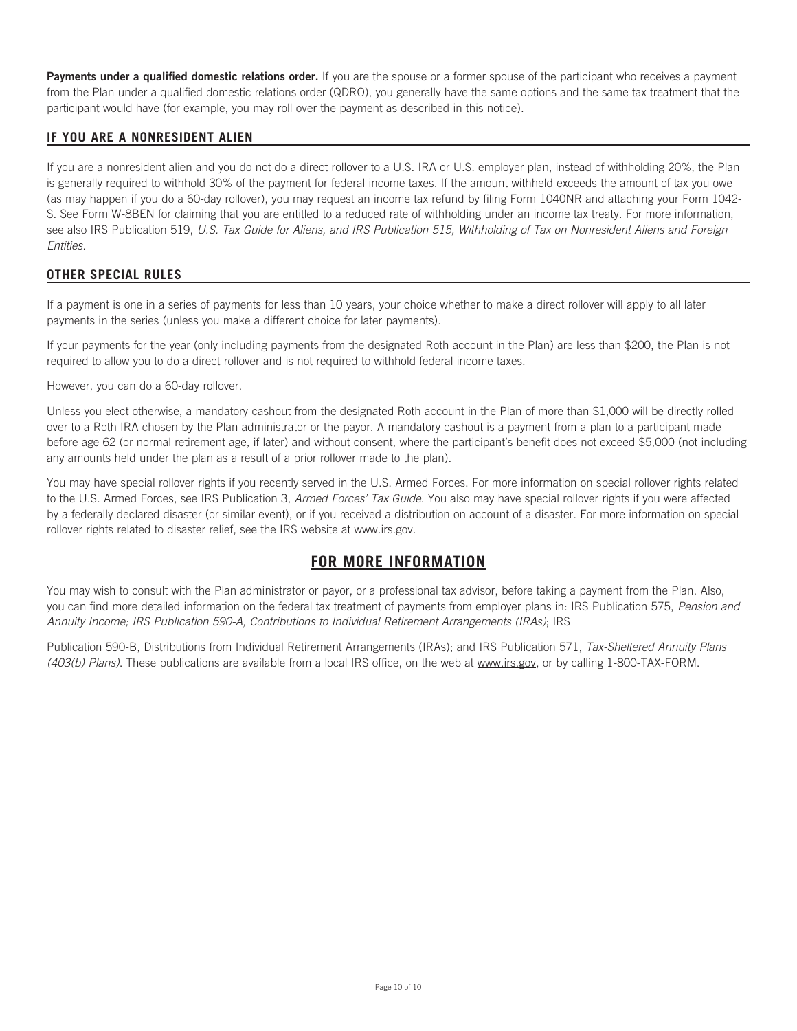**Payments under a qualified domestic relations order.** If you are the spouse or a former spouse of the participant who receives a payment from the Plan under a qualified domestic relations order (QDRO), you generally have the same options and the same tax treatment that the participant would have (for example, you may roll over the payment as described in this notice).

## IF YOU ARE A NONRESIDENT ALIEN

If you are a nonresident alien and you do not do a direct rollover to a U.S. IRA or U.S. employer plan, instead of withholding 20%, the Plan is generally required to withhold 30% of the payment for federal income taxes. If the amount withheld exceeds the amount of tax you owe (as may happen if you do a 60-day rollover), you may request an income tax refund by filing Form 1040NR and attaching your Form 1042-S. See Form W-8BEN for claiming that you are entitled to a reduced rate of withholding under an income tax treaty. For more information, see also IRS Publication 519, *U.S. Tax Guide for Aliens, and IRS Publication 515, Withholding of Tax on Nonresident Aliens and Foreign Entities*.

## OTHER SPECIAL RULES

If a payment is one in a series of payments for less than 10 years, your choice whether to make a direct rollover will apply to all later payments in the series (unless you make a different choice for later payments).

If your payments for the year (only including payments from the designated Roth account in the Plan) are less than $200, the Plan is not required to allow you to do a direct rollover and is not required to withhold federal income taxes.

However, you can do a 60-day rollover.

Unless you elect otherwise, a mandatory cashout from the designated Roth account in the Plan of more than $1,000 will be directly rolled over to a Roth IRA chosen by the Plan administrator or the payor. A mandatory cashout is a payment from a plan to a participant made before age 62 (or normal retirement age, if later) and without consent, where the participant's benefit does not exceed $5,000 (not including any amounts held under the plan as a result of a prior rollover made to the plan).

You may have special rollover rights if you recently served in the U.S. Armed Forces. For more information on special rollover rights related to the U.S. Armed Forces, see IRS Publication 3, *Armed Forces' Tax Guide*. You also may have special rollover rights if you were affected by a federally declared disaster (or similar event), or if you received a distribution on account of a disaster. For more information on special rollover rights related to disaster relief, see the IRS website at www.irs.gov.

# FOR MORE INFORMATION

You may wish to consult with the Plan administrator or payor, or a professional tax advisor, before taking a payment from the Plan. Also, you can find more detailed information on the federal tax treatment of payments from employer plans in: IRS Publication 575, *Pension and Annuity Income; IRS Publication 590-A, Contributions to Individual Retirement Arrangements (IRAs)*; IRS

Publication 590-B, Distributions from Individual Retirement Arrangements (IRAs); and IRS Publication 571, *Tax-Sheltered Annuity Plans (403(b) Plans)*. These publications are available from a local IRS office, on the web at www.irs.gov, or by calling 1-800-TAX-FORM.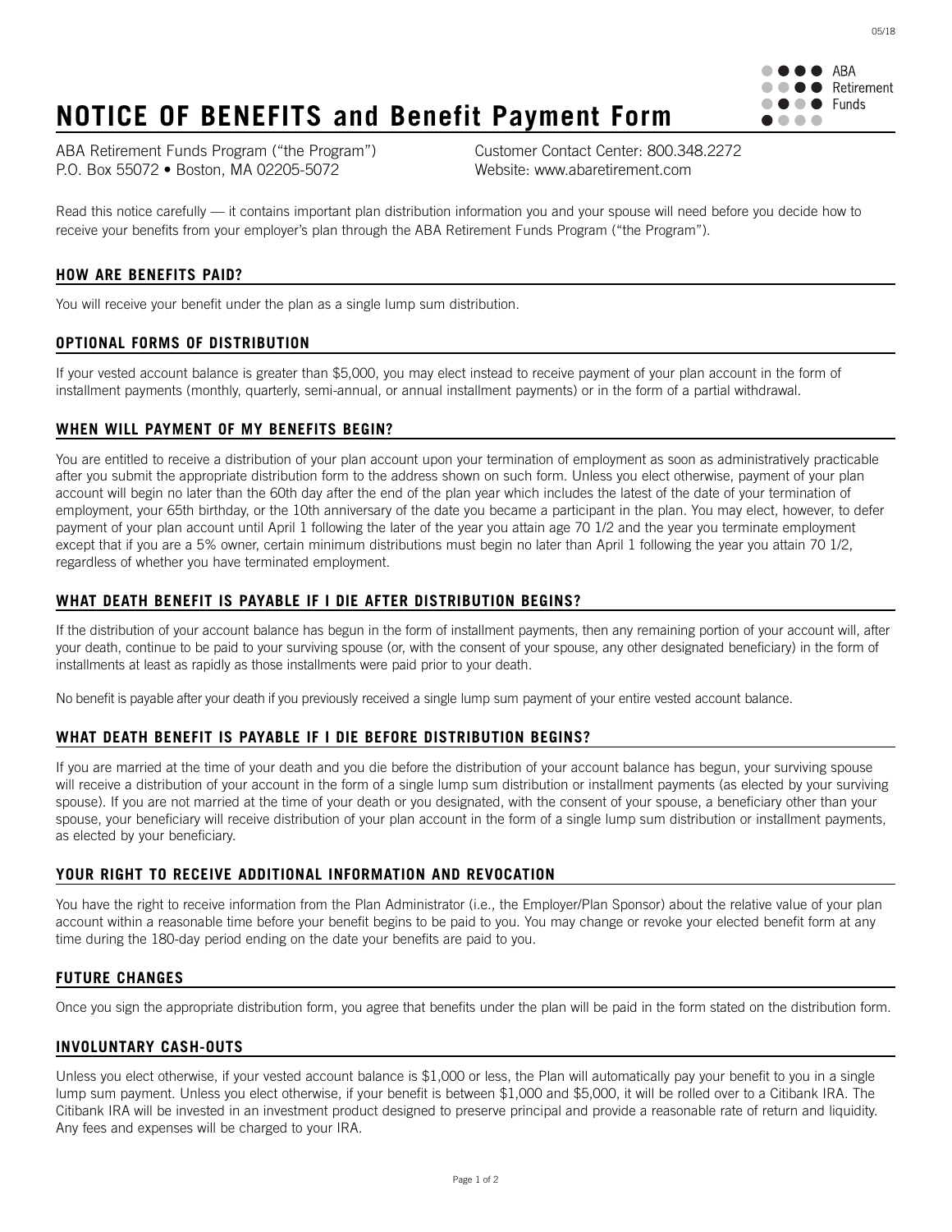# NOTICE OF BENEFITS and Benefit Payment Form

ABA Retirement Funds

ABA Retirement Funds Program ("the Program")
P.O. Box 55072 • Boston, MA 02205-5072

Customer Contact Center: 800.348.2272
Website: www.abaretirement.com

Read this notice carefully — it contains important plan distribution information you and your spouse will need before you decide how to receive your benefits from your employer's plan through the ABA Retirement Funds Program ("the Program").

## HOW ARE BENEFITS PAID?

You will receive your benefit under the plan as a single lump sum distribution.

## OPTIONAL FORMS OF DISTRIBUTION

If your vested account balance is greater than $5,000, you may elect instead to receive payment of your plan account in the form of installment payments (monthly, quarterly, semi-annual, or annual installment payments) or in the form of a partial withdrawal.

## WHEN WILL PAYMENT OF MY BENEFITS BEGIN?

You are entitled to receive a distribution of your plan account upon your termination of employment as soon as administratively practicable after you submit the appropriate distribution form to the address shown on such form. Unless you elect otherwise, payment of your plan account will begin no later than the 60th day after the end of the plan year which includes the latest of the date of your termination of employment, your 65th birthday, or the 10th anniversary of the date you became a participant in the plan. You may elect, however, to defer payment of your plan account until April 1 following the later of the year you attain age 70 1/2 and the year you terminate employment except that if you are a 5% owner, certain minimum distributions must begin no later than April 1 following the year you attain 70 1/2, regardless of whether you have terminated employment.

## WHAT DEATH BENEFIT IS PAYABLE IF I DIE AFTER DISTRIBUTION BEGINS?

If the distribution of your account balance has begun in the form of installment payments, then any remaining portion of your account will, after your death, continue to be paid to your surviving spouse (or, with the consent of your spouse, any other designated beneficiary) in the form of installments at least as rapidly as those installments were paid prior to your death.

No benefit is payable after your death if you previously received a single lump sum payment of your entire vested account balance.

## WHAT DEATH BENEFIT IS PAYABLE IF I DIE BEFORE DISTRIBUTION BEGINS?

If you are married at the time of your death and you die before the distribution of your account balance has begun, your surviving spouse will receive a distribution of your account in the form of a single lump sum distribution or installment payments (as elected by your surviving spouse). If you are not married at the time of your death or you designated, with the consent of your spouse, a beneficiary other than your spouse, your beneficiary will receive distribution of your plan account in the form of a single lump sum distribution or installment payments, as elected by your beneficiary.

## YOUR RIGHT TO RECEIVE ADDITIONAL INFORMATION AND REVOCATION

You have the right to receive information from the Plan Administrator (i.e., the Employer/Plan Sponsor) about the relative value of your plan account within a reasonable time before your benefit begins to be paid to you. You may change or revoke your elected benefit form at any time during the 180-day period ending on the date your benefits are paid to you.

## FUTURE CHANGES

Once you sign the appropriate distribution form, you agree that benefits under the plan will be paid in the form stated on the distribution form.

## INVOLUNTARY CASH-OUTS

Unless you elect otherwise, if your vested account balance is $1,000 or less, the Plan will automatically pay your benefit to you in a single lump sum payment. Unless you elect otherwise, if your benefit is between $1,000 and $5,000, it will be rolled over to a Citibank IRA. The Citibank IRA will be invested in an investment product designed to preserve principal and provide a reasonable rate of return and liquidity. Any fees and expenses will be charged to your IRA.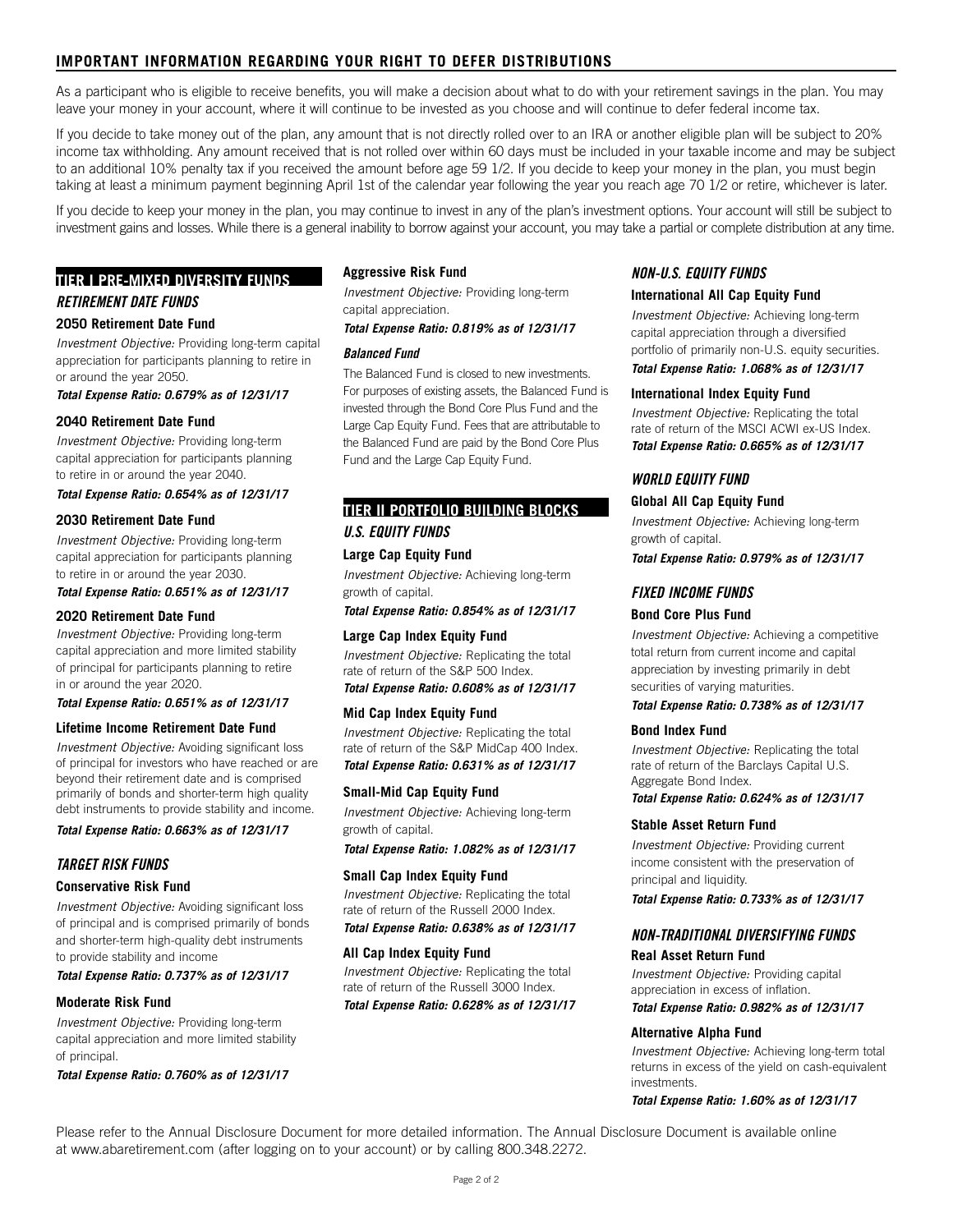## IMPORTANT INFORMATION REGARDING YOUR RIGHT TO DEFER DISTRIBUTIONS

As a participant who is eligible to receive benefits, you will make a decision about what to do with your retirement savings in the plan. You may leave your money in your account, where it will continue to be invested as you choose and will continue to defer federal income tax.

If you decide to take money out of the plan, any amount that is not directly rolled over to an IRA or another eligible plan will be subject to 20% income tax withholding. Any amount received that is not rolled over within 60 days must be included in your taxable income and may be subject to an additional 10% penalty tax if you received the amount before age 59 1/2. If you decide to keep your money in the plan, you must begin taking at least a minimum payment beginning April 1st of the calendar year following the year you reach age 70 1/2 or retire, whichever is later.

If you decide to keep your money in the plan, you may continue to invest in any of the plan's investment options. Your account will still be subject to investment gains and losses. While there is a general inability to borrow against your account, you may take a partial or complete distribution at any time.

## TIER I PRE-MIXED DIVERSITY FUNDS

### *RETIREMENT DATE FUNDS*

**2050 Retirement Date Fund**

*Investment Objective:* Providing long-term capital appreciation for participants planning to retire in or around the year 2050.

***Total Expense Ratio: 0.679% as of 12/31/17***

**2040 Retirement Date Fund**

*Investment Objective:* Providing long-term capital appreciation for participants planning to retire in or around the year 2040.

***Total Expense Ratio: 0.654% as of 12/31/17***

**2030 Retirement Date Fund**

*Investment Objective:* Providing long-term capital appreciation for participants planning to retire in or around the year 2030.

***Total Expense Ratio: 0.651% as of 12/31/17***

**2020 Retirement Date Fund**

*Investment Objective:* Providing long-term capital appreciation and more limited stability of principal for participants planning to retire in or around the year 2020.

***Total Expense Ratio: 0.651% as of 12/31/17***

**Lifetime Income Retirement Date Fund**

*Investment Objective:* Avoiding significant loss of principal for investors who have reached or are beyond their retirement date and is comprised primarily of bonds and shorter-term high quality debt instruments to provide stability and income.

***Total Expense Ratio: 0.663% as of 12/31/17***

### *TARGET RISK FUNDS*

**Conservative Risk Fund**

*Investment Objective:* Avoiding significant loss of principal and is comprised primarily of bonds and shorter-term high-quality debt instruments to provide stability and income

***Total Expense Ratio: 0.737% as of 12/31/17***

**Moderate Risk Fund**

*Investment Objective:* Providing long-term capital appreciation and more limited stability of principal.

***Total Expense Ratio: 0.760% as of 12/31/17***

**Aggressive Risk Fund**

*Investment Objective:* Providing long-term capital appreciation.

***Total Expense Ratio: 0.819% as of 12/31/17***

***Balanced Fund***

The Balanced Fund is closed to new investments. For purposes of existing assets, the Balanced Fund is invested through the Bond Core Plus Fund and the Large Cap Equity Fund. Fees that are attributable to the Balanced Fund are paid by the Bond Core Plus Fund and the Large Cap Equity Fund.

## TIER II PORTFOLIO BUILDING BLOCKS

### *U.S. EQUITY FUNDS*

**Large Cap Equity Fund**

*Investment Objective:* Achieving long-term growth of capital.

***Total Expense Ratio: 0.854% as of 12/31/17***

**Large Cap Index Equity Fund**

*Investment Objective:* Replicating the total rate of return of the S&P 500 Index.

***Total Expense Ratio: 0.608% as of 12/31/17***

**Mid Cap Index Equity Fund**

*Investment Objective:* Replicating the total rate of return of the S&P MidCap 400 Index.

***Total Expense Ratio: 0.631% as of 12/31/17***

**Small-Mid Cap Equity Fund**

*Investment Objective:* Achieving long-term growth of capital.

***Total Expense Ratio: 1.082% as of 12/31/17***

**Small Cap Index Equity Fund**

*Investment Objective:* Replicating the total rate of return of the Russell 2000 Index.

***Total Expense Ratio: 0.638% as of 12/31/17***

**All Cap Index Equity Fund**

*Investment Objective:* Replicating the total rate of return of the Russell 3000 Index.

***Total Expense Ratio: 0.628% as of 12/31/17***

### *NON-U.S. EQUITY FUNDS*

**International All Cap Equity Fund**

*Investment Objective:* Achieving long-term capital appreciation through a diversified portfolio of primarily non-U.S. equity securities.

***Total Expense Ratio: 1.068% as of 12/31/17***

**International Index Equity Fund**

*Investment Objective:* Replicating the total rate of return of the MSCI ACWI ex-US Index.

***Total Expense Ratio: 0.665% as of 12/31/17***

### *WORLD EQUITY FUND*

**Global All Cap Equity Fund**

*Investment Objective:* Achieving long-term growth of capital.

***Total Expense Ratio: 0.979% as of 12/31/17***

### *FIXED INCOME FUNDS*

**Bond Core Plus Fund**

*Investment Objective:* Achieving a competitive total return from current income and capital appreciation by investing primarily in debt securities of varying maturities.

***Total Expense Ratio: 0.738% as of 12/31/17***

**Bond Index Fund**

*Investment Objective:* Replicating the total rate of return of the Barclays Capital U.S. Aggregate Bond Index.

***Total Expense Ratio: 0.624% as of 12/31/17***

**Stable Asset Return Fund**

*Investment Objective:* Providing current income consistent with the preservation of principal and liquidity.

***Total Expense Ratio: 0.733% as of 12/31/17***

### *NON-TRADITIONAL DIVERSIFYING FUNDS*

**Real Asset Return Fund**

*Investment Objective:* Providing capital appreciation in excess of inflation.

***Total Expense Ratio: 0.982% as of 12/31/17***

**Alternative Alpha Fund**

*Investment Objective:* Achieving long-term total returns in excess of the yield on cash-equivalent investments.

***Total Expense Ratio: 1.60% as of 12/31/17***

Please refer to the Annual Disclosure Document for more detailed information. The Annual Disclosure Document is available online at www.abaretirement.com (after logging on to your account) or by calling 800.348.2272.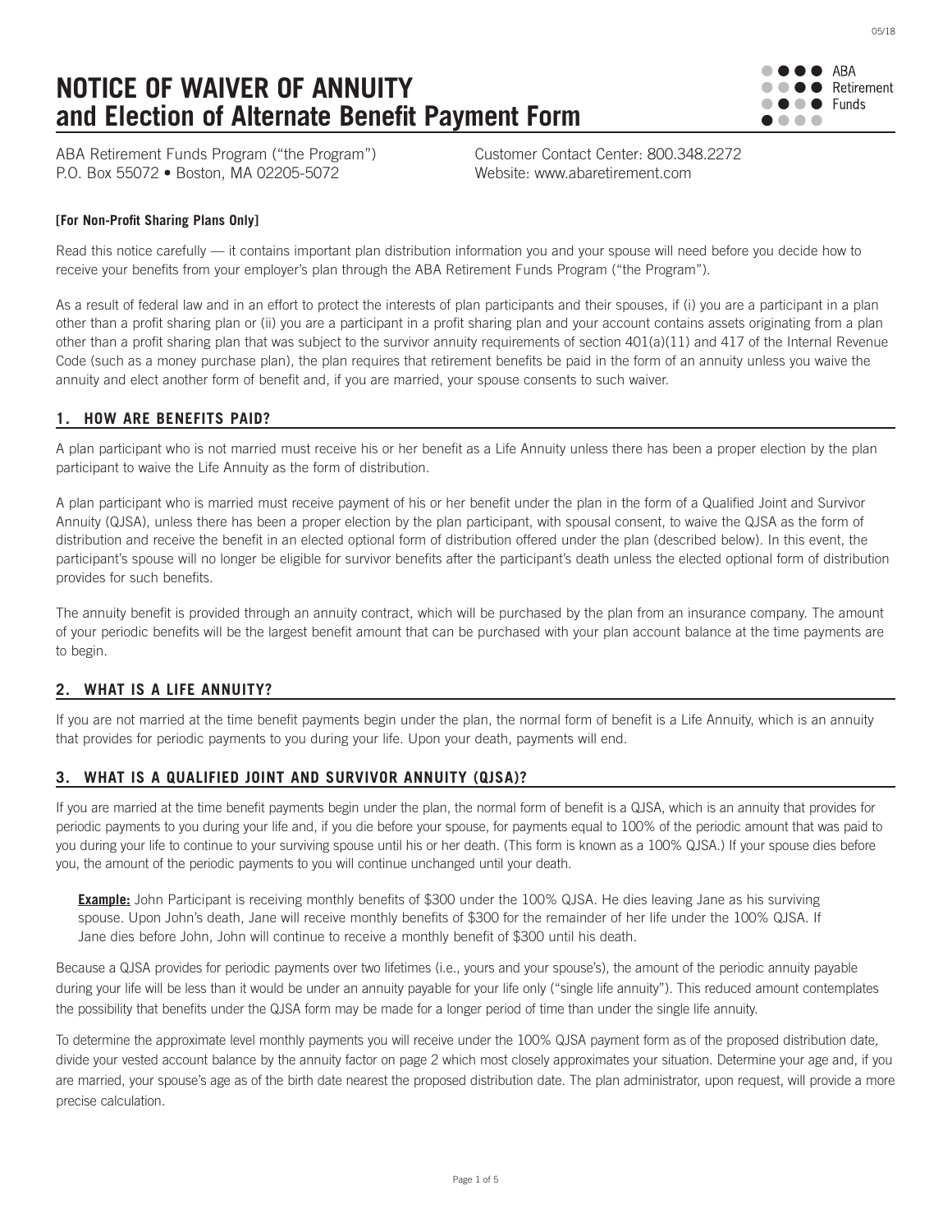# NOTICE OF WAIVER OF ANNUITY and Election of Alternate Benefit Payment Form

ABA Retirement Funds

ABA Retirement Funds Program ("the Program")
P.O. Box 55072 • Boston, MA 02205-5072

Customer Contact Center: 800.348.2272
Website: www.abaretirement.com

**[For Non-Profit Sharing Plans Only]**

Read this notice carefully — it contains important plan distribution information you and your spouse will need before you decide how to receive your benefits from your employer's plan through the ABA Retirement Funds Program ("the Program").

As a result of federal law and in an effort to protect the interests of plan participants and their spouses, if (i) you are a participant in a plan other than a profit sharing plan or (ii) you are a participant in a profit sharing plan and your account contains assets originating from a plan other than a profit sharing plan that was subject to the survivor annuity requirements of section 401(a)(11) and 417 of the Internal Revenue Code (such as a money purchase plan), the plan requires that retirement benefits be paid in the form of an annuity unless you waive the annuity and elect another form of benefit and, if you are married, your spouse consents to such waiver.

## 1. HOW ARE BENEFITS PAID?

A plan participant who is not married must receive his or her benefit as a Life Annuity unless there has been a proper election by the plan participant to waive the Life Annuity as the form of distribution.

A plan participant who is married must receive payment of his or her benefit under the plan in the form of a Qualified Joint and Survivor Annuity (QJSA), unless there has been a proper election by the plan participant, with spousal consent, to waive the QJSA as the form of distribution and receive the benefit in an elected optional form of distribution offered under the plan (described below). In this event, the participant's spouse will no longer be eligible for survivor benefits after the participant's death unless the elected optional form of distribution provides for such benefits.

The annuity benefit is provided through an annuity contract, which will be purchased by the plan from an insurance company. The amount of your periodic benefits will be the largest benefit amount that can be purchased with your plan account balance at the time payments are to begin.

## 2. WHAT IS A LIFE ANNUITY?

If you are not married at the time benefit payments begin under the plan, the normal form of benefit is a Life Annuity, which is an annuity that provides for periodic payments to you during your life. Upon your death, payments will end.

## 3. WHAT IS A QUALIFIED JOINT AND SURVIVOR ANNUITY (QJSA)?

If you are married at the time benefit payments begin under the plan, the normal form of benefit is a QJSA, which is an annuity that provides for periodic payments to you during your life and, if you die before your spouse, for payments equal to 100% of the periodic amount that was paid to you during your life to continue to your surviving spouse until his or her death. (This form is known as a 100% QJSA.) If your spouse dies before you, the amount of the periodic payments to you will continue unchanged until your death.

> **Example:** John Participant is receiving monthly benefits of $300 under the 100% QJSA. He dies leaving Jane as his surviving spouse. Upon John's death, Jane will receive monthly benefits of $300 for the remainder of her life under the 100% QJSA. If Jane dies before John, John will continue to receive a monthly benefit of $300 until his death.

Because a QJSA provides for periodic payments over two lifetimes (i.e., yours and your spouse's), the amount of the periodic annuity payable during your life will be less than it would be under an annuity payable for your life only ("single life annuity"). This reduced amount contemplates the possibility that benefits under the QJSA form may be made for a longer period of time than under the single life annuity.

To determine the approximate level monthly payments you will receive under the 100% QJSA payment form as of the proposed distribution date, divide your vested account balance by the annuity factor on page 2 which most closely approximates your situation. Determine your age and, if you are married, your spouse's age as of the birth date nearest the proposed distribution date. The plan administrator, upon request, will provide a more precise calculation.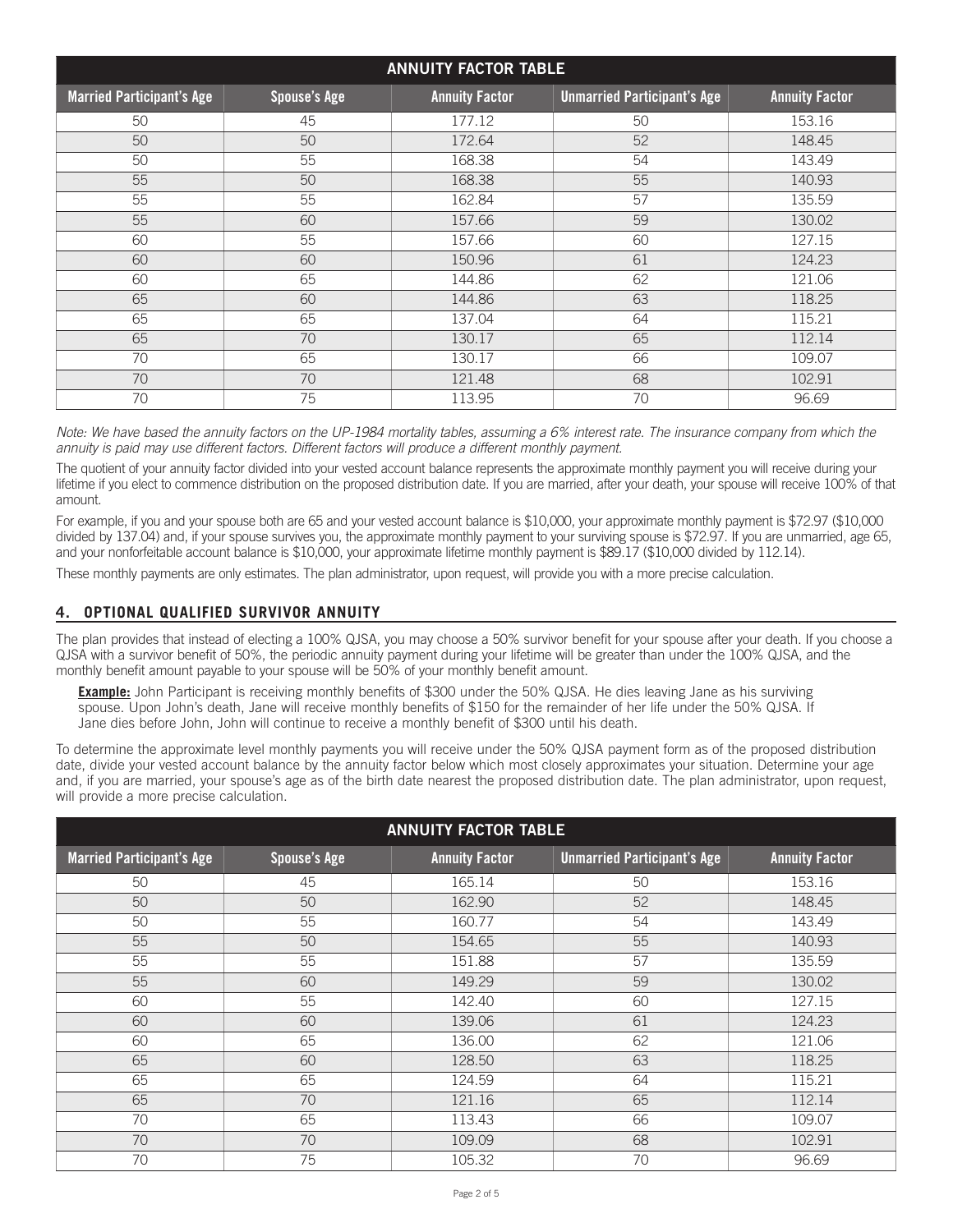| ANNUITY FACTOR TABLE | | | | |
|---|---|---|---|---|
| **Married Participant's Age** | **Spouse's Age** | **Annuity Factor** | **Unmarried Participant's Age** | **Annuity Factor** |
| 50 | 45 | 177.12 | 50 | 153.16 |
| 50 | 50 | 172.64 | 52 | 148.45 |
| 50 | 55 | 168.38 | 54 | 143.49 |
| 55 | 50 | 168.38 | 55 | 140.93 |
| 55 | 55 | 162.84 | 57 | 135.59 |
| 55 | 60 | 157.66 | 59 | 130.02 |
| 60 | 55 | 157.66 | 60 | 127.15 |
| 60 | 60 | 150.96 | 61 | 124.23 |
| 60 | 65 | 144.86 | 62 | 121.06 |
| 65 | 60 | 144.86 | 63 | 118.25 |
| 65 | 65 | 137.04 | 64 | 115.21 |
| 65 | 70 | 130.17 | 65 | 112.14 |
| 70 | 65 | 130.17 | 66 | 109.07 |
| 70 | 70 | 121.48 | 68 | 102.91 |
| 70 | 75 | 113.95 | 70 | 96.69 |

*Note: We have based the annuity factors on the UP-1984 mortality tables, assuming a 6% interest rate. The insurance company from which the annuity is paid may use different factors. Different factors will produce a different monthly payment.*

The quotient of your annuity factor divided into your vested account balance represents the approximate monthly payment you will receive during your lifetime if you elect to commence distribution on the proposed distribution date. If you are married, after your death, your spouse will receive 100% of that amount.

For example, if you and your spouse both are 65 and your vested account balance is $10,000, your approximate monthly payment is $72.97 ($10,000 divided by 137.04) and, if your spouse survives you, the approximate monthly payment to your surviving spouse is $72.97. If you are unmarried, age 65, and your nonforfeitable account balance is $10,000, your approximate lifetime monthly payment is $89.17 ($10,000 divided by 112.14).

These monthly payments are only estimates. The plan administrator, upon request, will provide you with a more precise calculation.

## 4. OPTIONAL QUALIFIED SURVIVOR ANNUITY

The plan provides that instead of electing a 100% QJSA, you may choose a 50% survivor benefit for your spouse after your death. If you choose a QJSA with a survivor benefit of 50%, the periodic annuity payment during your lifetime will be greater than under the 100% QJSA, and the monthly benefit amount payable to your spouse will be 50% of your monthly benefit amount.

> **Example:** John Participant is receiving monthly benefits of $300 under the 50% QJSA. He dies leaving Jane as his surviving spouse. Upon John's death, Jane will receive monthly benefits of $150 for the remainder of her life under the 50% QJSA. If Jane dies before John, John will continue to receive a monthly benefit of $300 until his death.

To determine the approximate level monthly payments you will receive under the 50% QJSA payment form as of the proposed distribution date, divide your vested account balance by the annuity factor below which most closely approximates your situation. Determine your age and, if you are married, your spouse's age as of the birth date nearest the proposed distribution date. The plan administrator, upon request, will provide a more precise calculation.

| ANNUITY FACTOR TABLE | | | | |
|---|---|---|---|---|
| **Married Participant's Age** | **Spouse's Age** | **Annuity Factor** | **Unmarried Participant's Age** | **Annuity Factor** |
| 50 | 45 | 165.14 | 50 | 153.16 |
| 50 | 50 | 162.90 | 52 | 148.45 |
| 50 | 55 | 160.77 | 54 | 143.49 |
| 55 | 50 | 154.65 | 55 | 140.93 |
| 55 | 55 | 151.88 | 57 | 135.59 |
| 55 | 60 | 149.29 | 59 | 130.02 |
| 60 | 55 | 142.40 | 60 | 127.15 |
| 60 | 60 | 139.06 | 61 | 124.23 |
| 60 | 65 | 136.00 | 62 | 121.06 |
| 65 | 60 | 128.50 | 63 | 118.25 |
| 65 | 65 | 124.59 | 64 | 115.21 |
| 65 | 70 | 121.16 | 65 | 112.14 |
| 70 | 65 | 113.43 | 66 | 109.07 |
| 70 | 70 | 109.09 | 68 | 102.91 |
| 70 | 75 | 105.32 | 70 | 96.69 |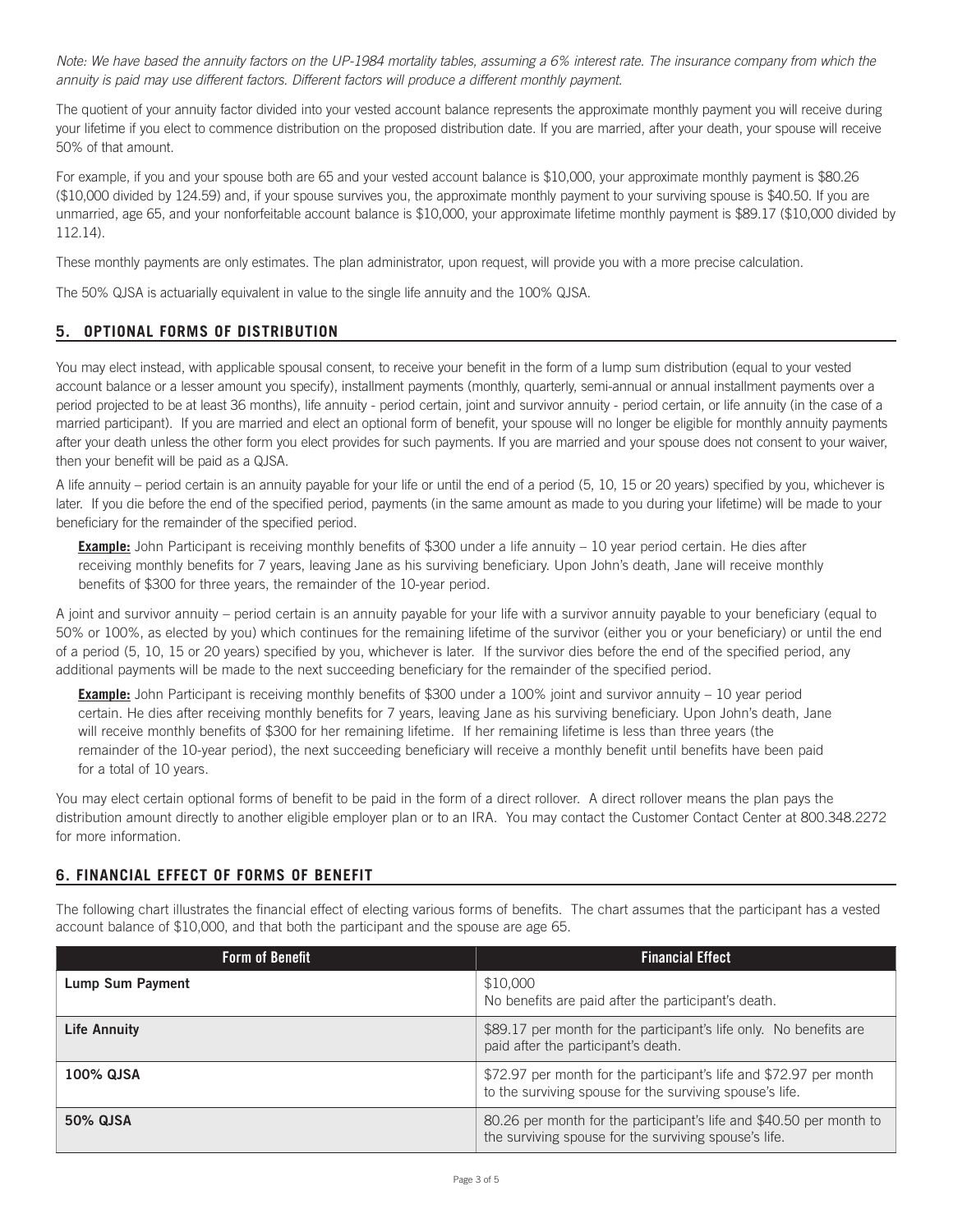*Note: We have based the annuity factors on the UP-1984 mortality tables, assuming a 6% interest rate. The insurance company from which the annuity is paid may use different factors. Different factors will produce a different monthly payment.*

The quotient of your annuity factor divided into your vested account balance represents the approximate monthly payment you will receive during your lifetime if you elect to commence distribution on the proposed distribution date. If you are married, after your death, your spouse will receive 50% of that amount.

For example, if you and your spouse both are 65 and your vested account balance is $10,000, your approximate monthly payment is $80.26 ($10,000 divided by 124.59) and, if your spouse survives you, the approximate monthly payment to your surviving spouse is $40.50. If you are unmarried, age 65, and your nonforfeitable account balance is $10,000, your approximate lifetime monthly payment is $89.17 ($10,000 divided by 112.14).

These monthly payments are only estimates. The plan administrator, upon request, will provide you with a more precise calculation.

The 50% QJSA is actuarially equivalent in value to the single life annuity and the 100% QJSA.

## 5. OPTIONAL FORMS OF DISTRIBUTION

You may elect instead, with applicable spousal consent, to receive your benefit in the form of a lump sum distribution (equal to your vested account balance or a lesser amount you specify), installment payments (monthly, quarterly, semi-annual or annual installment payments over a period projected to be at least 36 months), life annuity - period certain, joint and survivor annuity - period certain, or life annuity (in the case of a married participant). If you are married and elect an optional form of benefit, your spouse will no longer be eligible for monthly annuity payments after your death unless the other form you elect provides for such payments. If you are married and your spouse does not consent to your waiver, then your benefit will be paid as a QJSA.

A life annuity – period certain is an annuity payable for your life or until the end of a period (5, 10, 15 or 20 years) specified by you, whichever is later. If you die before the end of the specified period, payments (in the same amount as made to you during your lifetime) will be made to your beneficiary for the remainder of the specified period.

> **Example:** John Participant is receiving monthly benefits of $300 under a life annuity – 10 year period certain. He dies after receiving monthly benefits for 7 years, leaving Jane as his surviving beneficiary. Upon John's death, Jane will receive monthly benefits of $300 for three years, the remainder of the 10-year period.

A joint and survivor annuity – period certain is an annuity payable for your life with a survivor annuity payable to your beneficiary (equal to 50% or 100%, as elected by you) which continues for the remaining lifetime of the survivor (either you or your beneficiary) or until the end of a period (5, 10, 15 or 20 years) specified by you, whichever is later. If the survivor dies before the end of the specified period, any additional payments will be made to the next succeeding beneficiary for the remainder of the specified period.

> **Example:** John Participant is receiving monthly benefits of $300 under a 100% joint and survivor annuity – 10 year period certain. He dies after receiving monthly benefits for 7 years, leaving Jane as his surviving beneficiary. Upon John's death, Jane will receive monthly benefits of $300 for her remaining lifetime. If her remaining lifetime is less than three years (the remainder of the 10-year period), the next succeeding beneficiary will receive a monthly benefit until benefits have been paid for a total of 10 years.

You may elect certain optional forms of benefit to be paid in the form of a direct rollover. A direct rollover means the plan pays the distribution amount directly to another eligible employer plan or to an IRA. You may contact the Customer Contact Center at 800.348.2272 for more information.

## 6. FINANCIAL EFFECT OF FORMS OF BENEFIT

The following chart illustrates the financial effect of electing various forms of benefits. The chart assumes that the participant has a vested account balance of $10,000, and that both the participant and the spouse are age 65.

| Form of Benefit | Financial Effect |
|---|---|
| **Lump Sum Payment** | $10,000<br>No benefits are paid after the participant's death. |
| **Life Annuity** | $89.17 per month for the participant's life only. No benefits are paid after the participant's death. |
| **100% QJSA** | $72.97 per month for the participant's life and $72.97 per month to the surviving spouse for the surviving spouse's life. |
| **50% QJSA** | 80.26 per month for the participant's life and $40.50 per month to the surviving spouse for the surviving spouse's life. |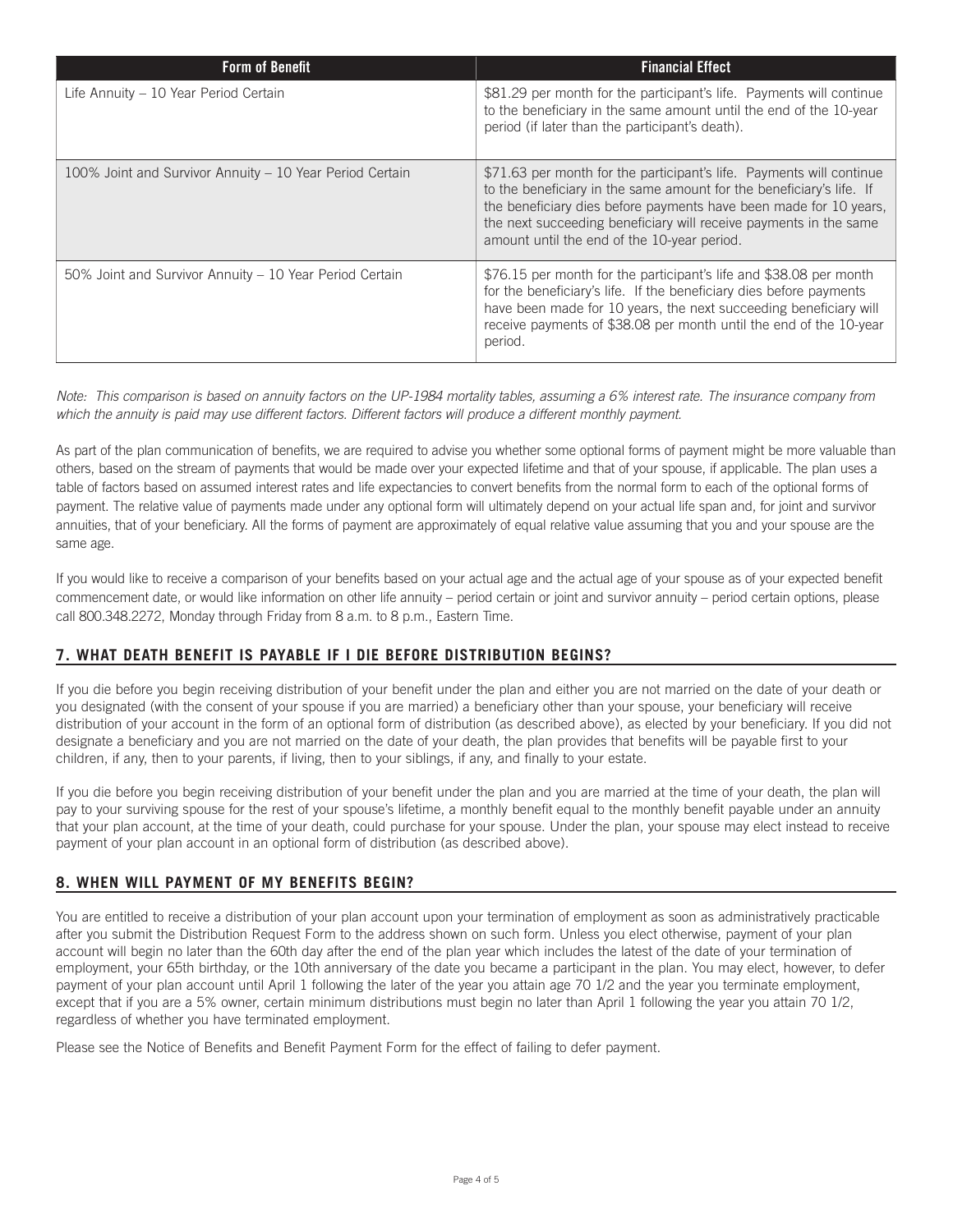| Form of Benefit | Financial Effect |
| --- | --- |
| Life Annuity – 10 Year Period Certain | $81.29 per month for the participant's life. Payments will continue to the beneficiary in the same amount until the end of the 10-year period (if later than the participant's death). |
| 100% Joint and Survivor Annuity – 10 Year Period Certain | $71.63 per month for the participant's life. Payments will continue to the beneficiary in the same amount for the beneficiary's life. If the beneficiary dies before payments have been made for 10 years, the next succeeding beneficiary will receive payments in the same amount until the end of the 10-year period. |
| 50% Joint and Survivor Annuity – 10 Year Period Certain | $76.15 per month for the participant's life and $38.08 per month for the beneficiary's life. If the beneficiary dies before payments have been made for 10 years, the next succeeding beneficiary will receive payments of $38.08 per month until the end of the 10-year period. |

*Note: This comparison is based on annuity factors on the UP-1984 mortality tables, assuming a 6% interest rate. The insurance company from which the annuity is paid may use different factors. Different factors will produce a different monthly payment.*

As part of the plan communication of benefits, we are required to advise you whether some optional forms of payment might be more valuable than others, based on the stream of payments that would be made over your expected lifetime and that of your spouse, if applicable. The plan uses a table of factors based on assumed interest rates and life expectancies to convert benefits from the normal form to each of the optional forms of payment. The relative value of payments made under any optional form will ultimately depend on your actual life span and, for joint and survivor annuities, that of your beneficiary. All the forms of payment are approximately of equal relative value assuming that you and your spouse are the same age.

If you would like to receive a comparison of your benefits based on your actual age and the actual age of your spouse as of your expected benefit commencement date, or would like information on other life annuity – period certain or joint and survivor annuity – period certain options, please call 800.348.2272, Monday through Friday from 8 a.m. to 8 p.m., Eastern Time.

## 7. WHAT DEATH BENEFIT IS PAYABLE IF I DIE BEFORE DISTRIBUTION BEGINS?

If you die before you begin receiving distribution of your benefit under the plan and either you are not married on the date of your death or you designated (with the consent of your spouse if you are married) a beneficiary other than your spouse, your beneficiary will receive distribution of your account in the form of an optional form of distribution (as described above), as elected by your beneficiary. If you did not designate a beneficiary and you are not married on the date of your death, the plan provides that benefits will be payable first to your children, if any, then to your parents, if living, then to your siblings, if any, and finally to your estate.

If you die before you begin receiving distribution of your benefit under the plan and you are married at the time of your death, the plan will pay to your surviving spouse for the rest of your spouse's lifetime, a monthly benefit equal to the monthly benefit payable under an annuity that your plan account, at the time of your death, could purchase for your spouse. Under the plan, your spouse may elect instead to receive payment of your plan account in an optional form of distribution (as described above).

## 8. WHEN WILL PAYMENT OF MY BENEFITS BEGIN?

You are entitled to receive a distribution of your plan account upon your termination of employment as soon as administratively practicable after you submit the Distribution Request Form to the address shown on such form. Unless you elect otherwise, payment of your plan account will begin no later than the 60th day after the end of the plan year which includes the latest of the date of your termination of employment, your 65th birthday, or the 10th anniversary of the date you became a participant in the plan. You may elect, however, to defer payment of your plan account until April 1 following the later of the year you attain age 70 1/2 and the year you terminate employment, except that if you are a 5% owner, certain minimum distributions must begin no later than April 1 following the year you attain 70 1/2, regardless of whether you have terminated employment.

Please see the Notice of Benefits and Benefit Payment Form for the effect of failing to defer payment.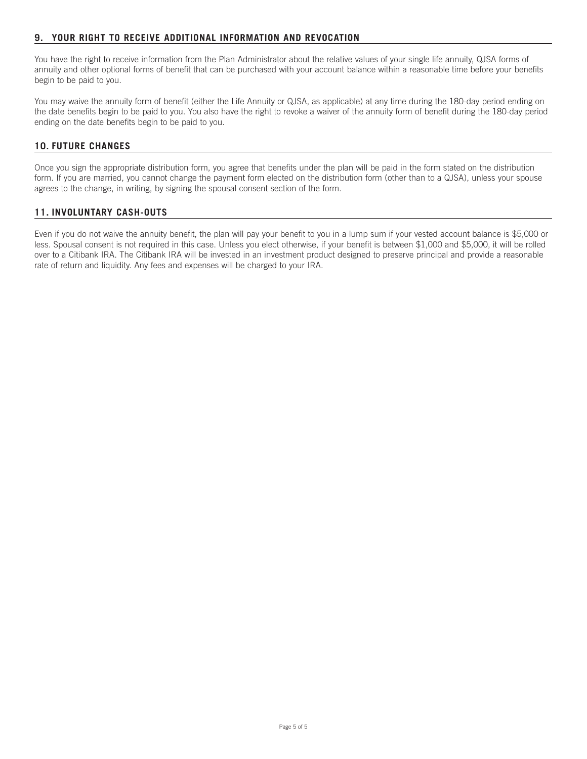## 9. YOUR RIGHT TO RECEIVE ADDITIONAL INFORMATION AND REVOCATION

You have the right to receive information from the Plan Administrator about the relative values of your single life annuity, QJSA forms of annuity and other optional forms of benefit that can be purchased with your account balance within a reasonable time before your benefits begin to be paid to you.

You may waive the annuity form of benefit (either the Life Annuity or QJSA, as applicable) at any time during the 180-day period ending on the date benefits begin to be paid to you. You also have the right to revoke a waiver of the annuity form of benefit during the 180-day period ending on the date benefits begin to be paid to you.

## 10. FUTURE CHANGES

Once you sign the appropriate distribution form, you agree that benefits under the plan will be paid in the form stated on the distribution form. If you are married, you cannot change the payment form elected on the distribution form (other than to a QJSA), unless your spouse agrees to the change, in writing, by signing the spousal consent section of the form.

## 11. INVOLUNTARY CASH-OUTS

Even if you do not waive the annuity benefit, the plan will pay your benefit to you in a lump sum if your vested account balance is $5,000 or less. Spousal consent is not required in this case. Unless you elect otherwise, if your benefit is between $1,000 and $5,000, it will be rolled over to a Citibank IRA. The Citibank IRA will be invested in an investment product designed to preserve principal and provide a reasonable rate of return and liquidity. Any fees and expenses will be charged to your IRA.